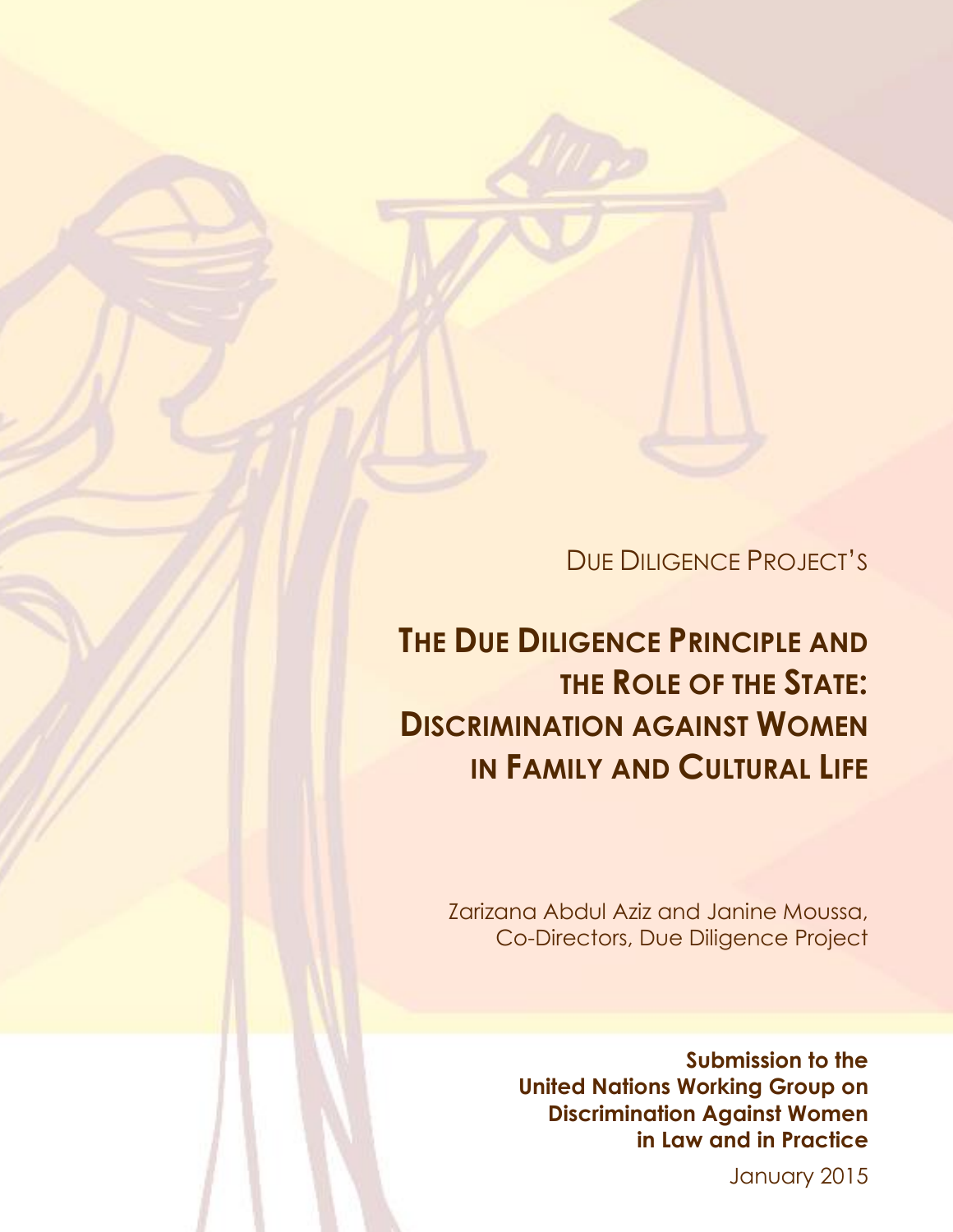Due Diligence Project's

# The Due Diligence Principle and the Role of the State: Discrimination against Women in Family and Cultural Life

Zarizana Abdul Aziz and Janine Moussa,
Co-Directors, Due Diligence Project

**Submission to the United Nations Working Group on Discrimination Against Women in Law and in Practice**

January 2015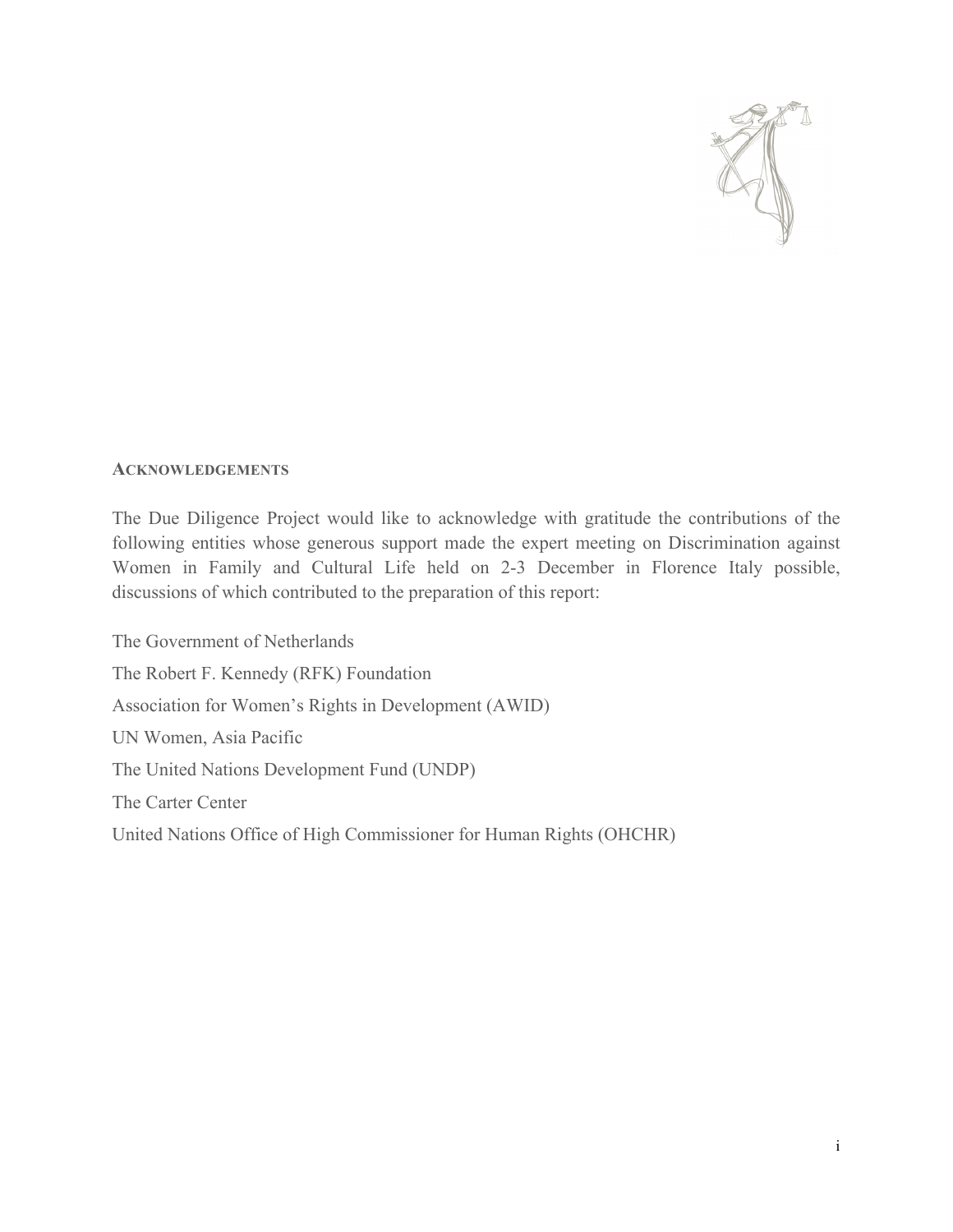## ACKNOWLEDGEMENTS

The Due Diligence Project would like to acknowledge with gratitude the contributions of the following entities whose generous support made the expert meeting on Discrimination against Women in Family and Cultural Life held on 2-3 December in Florence Italy possible, discussions of which contributed to the preparation of this report:

The Government of Netherlands

The Robert F. Kennedy (RFK) Foundation

Association for Women's Rights in Development (AWID)

UN Women, Asia Pacific

The United Nations Development Fund (UNDP)

The Carter Center

United Nations Office of High Commissioner for Human Rights (OHCHR)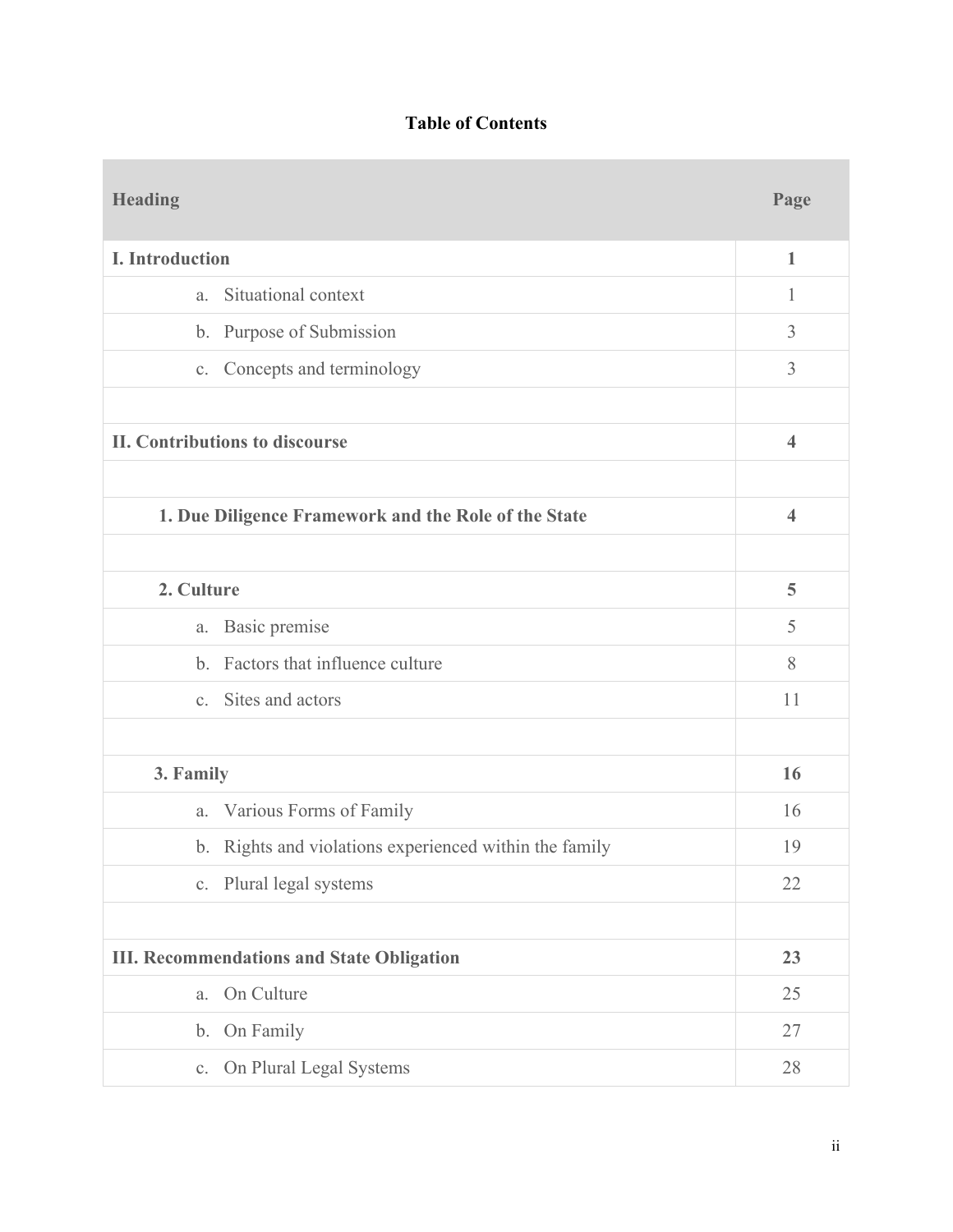**Table of Contents**

| Heading | Page |
|---|---|
| **I. Introduction** | **1** |
| a. Situational context | 1 |
| b. Purpose of Submission | 3 |
| c. Concepts and terminology | 3 |
| | |
| **II. Contributions to discourse** | **4** |
| | |
| **1. Due Diligence Framework and the Role of the State** | **4** |
| | |
| **2. Culture** | **5** |
| a. Basic premise | 5 |
| b. Factors that influence culture | 8 |
| c. Sites and actors | 11 |
| | |
| **3. Family** | **16** |
| a. Various Forms of Family | 16 |
| b. Rights and violations experienced within the family | 19 |
| c. Plural legal systems | 22 |
| | |
| **III. Recommendations and State Obligation** | **23** |
| a. On Culture | 25 |
| b. On Family | 27 |
| c. On Plural Legal Systems | 28 |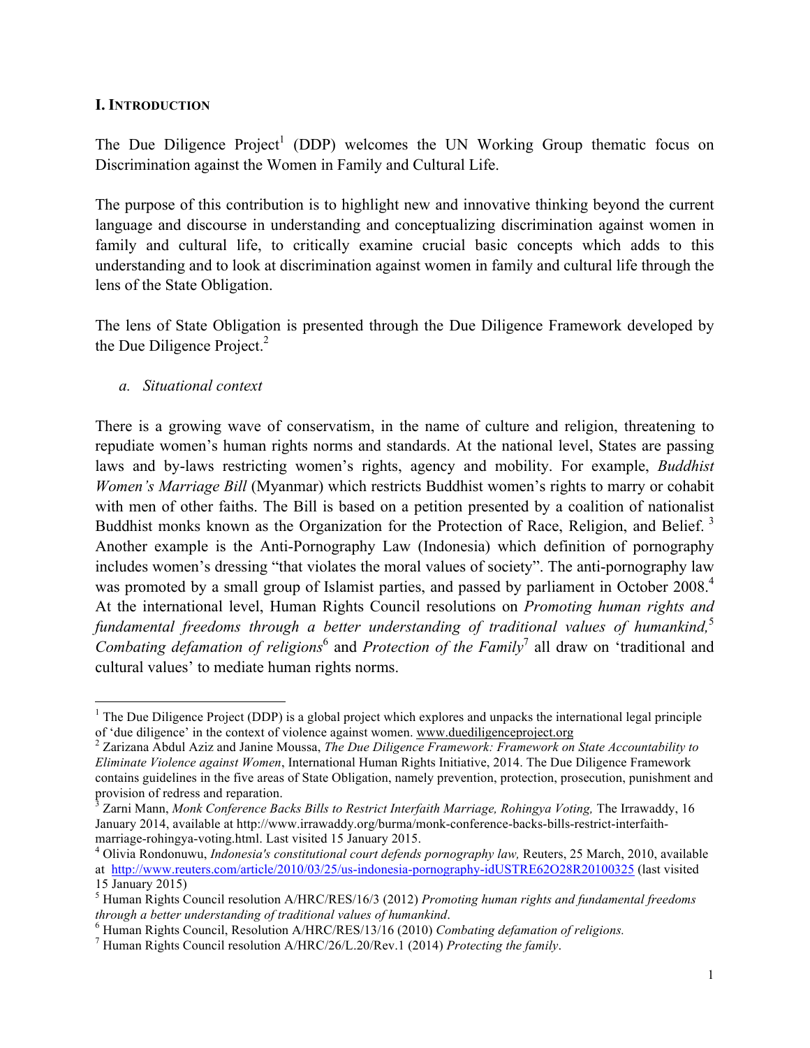## I. INTRODUCTION

The Due Diligence Project[1] (DDP) welcomes the UN Working Group thematic focus on Discrimination against the Women in Family and Cultural Life.

The purpose of this contribution is to highlight new and innovative thinking beyond the current language and discourse in understanding and conceptualizing discrimination against women in family and cultural life, to critically examine crucial basic concepts which adds to this understanding and to look at discrimination against women in family and cultural life through the lens of the State Obligation.

The lens of State Obligation is presented through the Due Diligence Framework developed by the Due Diligence Project.[2]

### *a. Situational context*

There is a growing wave of conservatism, in the name of culture and religion, threatening to repudiate women's human rights norms and standards. At the national level, States are passing laws and by-laws restricting women's rights, agency and mobility. For example, *Buddhist Women's Marriage Bill* (Myanmar) which restricts Buddhist women's rights to marry or cohabit with men of other faiths. The Bill is based on a petition presented by a coalition of nationalist Buddhist monks known as the Organization for the Protection of Race, Religion, and Belief. [3] Another example is the Anti-Pornography Law (Indonesia) which definition of pornography includes women's dressing "that violates the moral values of society". The anti-pornography law was promoted by a small group of Islamist parties, and passed by parliament in October 2008.[4] At the international level, Human Rights Council resolutions on *Promoting human rights and fundamental freedoms through a better understanding of traditional values of humankind,*[5] *Combating defamation of religions*[6] and *Protection of the Family*[7] all draw on 'traditional and cultural values' to mediate human rights norms.

---

[1] The Due Diligence Project (DDP) is a global project which explores and unpacks the international legal principle of 'due diligence' in the context of violence against women. www.duediligenceproject.org

[2] Zarizana Abdul Aziz and Janine Moussa, *The Due Diligence Framework: Framework on State Accountability to Eliminate Violence against Women*, International Human Rights Initiative, 2014. The Due Diligence Framework contains guidelines in the five areas of State Obligation, namely prevention, protection, prosecution, punishment and provision of redress and reparation.

[3] Zarni Mann, *Monk Conference Backs Bills to Restrict Interfaith Marriage, Rohingya Voting,* The Irrawaddy, 16 January 2014, available at http://www.irrawaddy.org/burma/monk-conference-backs-bills-restrict-interfaith-marriage-rohingya-voting.html. Last visited 15 January 2015.

[4] Olivia Rondonuwu, *Indonesia's constitutional court defends pornography law,* Reuters, 25 March, 2010, available at http://www.reuters.com/article/2010/03/25/us-indonesia-pornography-idUSTRE62O28R20100325 (last visited 15 January 2015)

[5] Human Rights Council resolution A/HRC/RES/16/3 (2012) *Promoting human rights and fundamental freedoms through a better understanding of traditional values of humankind*.

[6] Human Rights Council, Resolution A/HRC/RES/13/16 (2010) *Combating defamation of religions.*

[7] Human Rights Council resolution A/HRC/26/L.20/Rev.1 (2014) *Protecting the family*.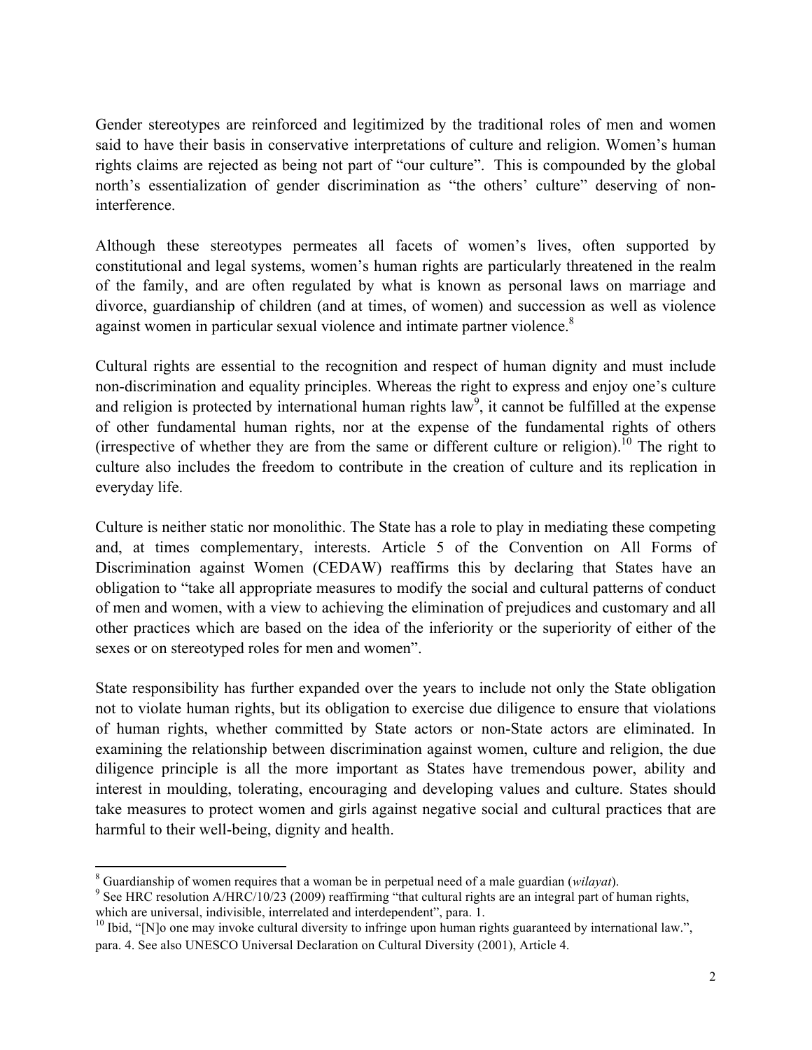Gender stereotypes are reinforced and legitimized by the traditional roles of men and women said to have their basis in conservative interpretations of culture and religion. Women's human rights claims are rejected as being not part of "our culture". This is compounded by the global north's essentialization of gender discrimination as "the others' culture" deserving of non-interference.

Although these stereotypes permeates all facets of women's lives, often supported by constitutional and legal systems, women's human rights are particularly threatened in the realm of the family, and are often regulated by what is known as personal laws on marriage and divorce, guardianship of children (and at times, of women) and succession as well as violence against women in particular sexual violence and intimate partner violence.[8]

Cultural rights are essential to the recognition and respect of human dignity and must include non-discrimination and equality principles. Whereas the right to express and enjoy one's culture and religion is protected by international human rights law[9], it cannot be fulfilled at the expense of other fundamental human rights, nor at the expense of the fundamental rights of others (irrespective of whether they are from the same or different culture or religion).[10] The right to culture also includes the freedom to contribute in the creation of culture and its replication in everyday life.

Culture is neither static nor monolithic. The State has a role to play in mediating these competing and, at times complementary, interests. Article 5 of the Convention on All Forms of Discrimination against Women (CEDAW) reaffirms this by declaring that States have an obligation to "take all appropriate measures to modify the social and cultural patterns of conduct of men and women, with a view to achieving the elimination of prejudices and customary and all other practices which are based on the idea of the inferiority or the superiority of either of the sexes or on stereotyped roles for men and women".

State responsibility has further expanded over the years to include not only the State obligation not to violate human rights, but its obligation to exercise due diligence to ensure that violations of human rights, whether committed by State actors or non-State actors are eliminated. In examining the relationship between discrimination against women, culture and religion, the due diligence principle is all the more important as States have tremendous power, ability and interest in moulding, tolerating, encouraging and developing values and culture. States should take measures to protect women and girls against negative social and cultural practices that are harmful to their well-being, dignity and health.

---

[8] Guardianship of women requires that a woman be in perpetual need of a male guardian (*wilayat*).

[9] See HRC resolution A/HRC/10/23 (2009) reaffirming "that cultural rights are an integral part of human rights, which are universal, indivisible, interrelated and interdependent", para. 1.

[10] Ibid, "[N]o one may invoke cultural diversity to infringe upon human rights guaranteed by international law.", para. 4. See also UNESCO Universal Declaration on Cultural Diversity (2001), Article 4.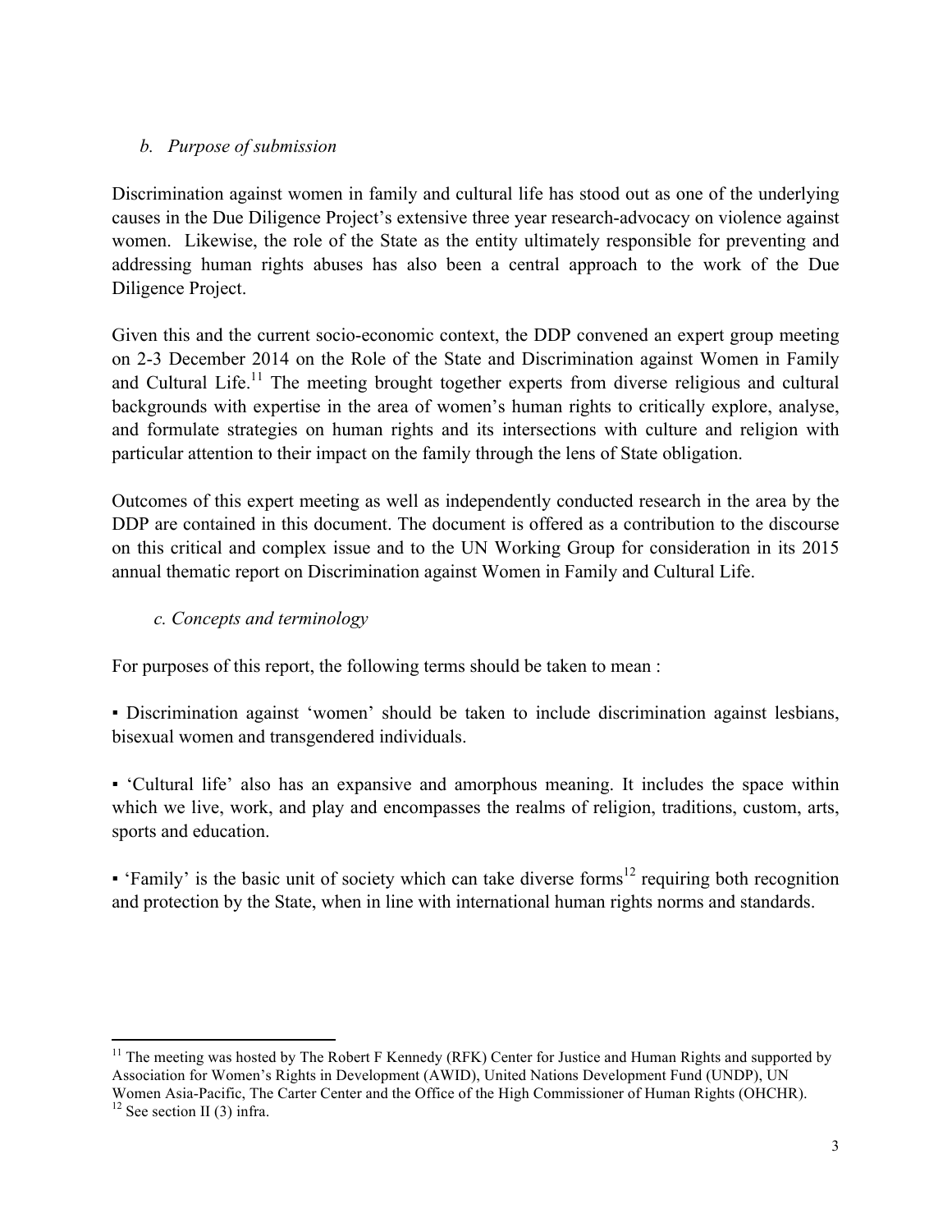### *b. Purpose of submission*

Discrimination against women in family and cultural life has stood out as one of the underlying causes in the Due Diligence Project's extensive three year research-advocacy on violence against women. Likewise, the role of the State as the entity ultimately responsible for preventing and addressing human rights abuses has also been a central approach to the work of the Due Diligence Project.

Given this and the current socio-economic context, the DDP convened an expert group meeting on 2-3 December 2014 on the Role of the State and Discrimination against Women in Family and Cultural Life.[11] The meeting brought together experts from diverse religious and cultural backgrounds with expertise in the area of women's human rights to critically explore, analyse, and formulate strategies on human rights and its intersections with culture and religion with particular attention to their impact on the family through the lens of State obligation.

Outcomes of this expert meeting as well as independently conducted research in the area by the DDP are contained in this document. The document is offered as a contribution to the discourse on this critical and complex issue and to the UN Working Group for consideration in its 2015 annual thematic report on Discrimination against Women in Family and Cultural Life.

### *c. Concepts and terminology*

For purposes of this report, the following terms should be taken to mean :

▪ Discrimination against 'women' should be taken to include discrimination against lesbians, bisexual women and transgendered individuals.

▪ 'Cultural life' also has an expansive and amorphous meaning. It includes the space within which we live, work, and play and encompasses the realms of religion, traditions, custom, arts, sports and education.

▪ 'Family' is the basic unit of society which can take diverse forms[12] requiring both recognition and protection by the State, when in line with international human rights norms and standards.

---

[11] The meeting was hosted by The Robert F Kennedy (RFK) Center for Justice and Human Rights and supported by Association for Women's Rights in Development (AWID), United Nations Development Fund (UNDP), UN Women Asia-Pacific, The Carter Center and the Office of the High Commissioner of Human Rights (OHCHR).

[12] See section II (3) infra.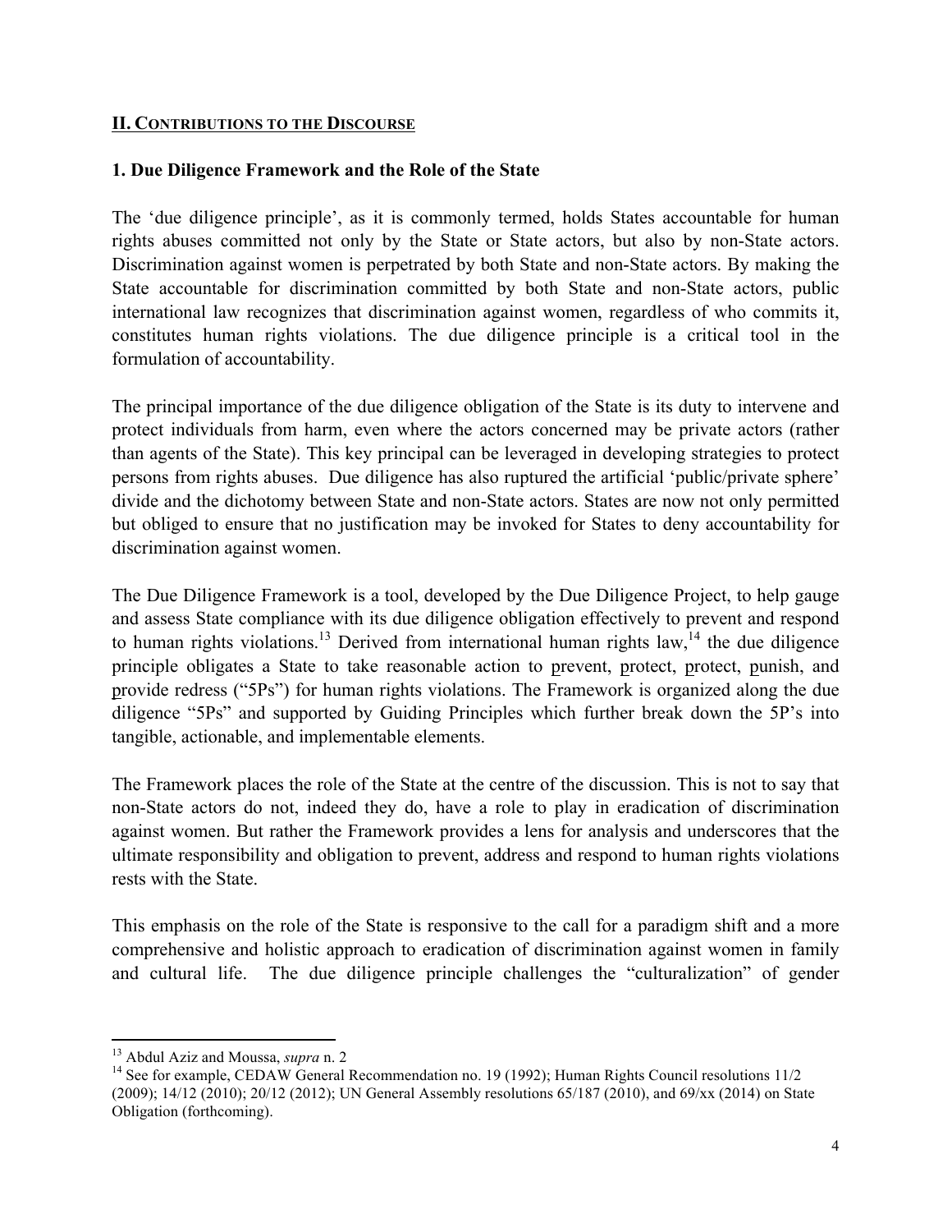## II. CONTRIBUTIONS TO THE DISCOURSE

### 1. Due Diligence Framework and the Role of the State

The 'due diligence principle', as it is commonly termed, holds States accountable for human rights abuses committed not only by the State or State actors, but also by non-State actors. Discrimination against women is perpetrated by both State and non-State actors. By making the State accountable for discrimination committed by both State and non-State actors, public international law recognizes that discrimination against women, regardless of who commits it, constitutes human rights violations. The due diligence principle is a critical tool in the formulation of accountability.

The principal importance of the due diligence obligation of the State is its duty to intervene and protect individuals from harm, even where the actors concerned may be private actors (rather than agents of the State). This key principal can be leveraged in developing strategies to protect persons from rights abuses. Due diligence has also ruptured the artificial 'public/private sphere' divide and the dichotomy between State and non-State actors. States are now not only permitted but obliged to ensure that no justification may be invoked for States to deny accountability for discrimination against women.

The Due Diligence Framework is a tool, developed by the Due Diligence Project, to help gauge and assess State compliance with its due diligence obligation effectively to prevent and respond to human rights violations.[13] Derived from international human rights law,[14] the due diligence principle obligates a State to take reasonable action to prevent, protect, protect, punish, and provide redress ("5Ps") for human rights violations. The Framework is organized along the due diligence "5Ps" and supported by Guiding Principles which further break down the 5P's into tangible, actionable, and implementable elements.

The Framework places the role of the State at the centre of the discussion. This is not to say that non-State actors do not, indeed they do, have a role to play in eradication of discrimination against women. But rather the Framework provides a lens for analysis and underscores that the ultimate responsibility and obligation to prevent, address and respond to human rights violations rests with the State.

This emphasis on the role of the State is responsive to the call for a paradigm shift and a more comprehensive and holistic approach to eradication of discrimination against women in family and cultural life. The due diligence principle challenges the "culturalization" of gender

---

[13] Abdul Aziz and Moussa, *supra* n. 2

[14] See for example, CEDAW General Recommendation no. 19 (1992); Human Rights Council resolutions 11/2 (2009); 14/12 (2010); 20/12 (2012); UN General Assembly resolutions 65/187 (2010), and 69/xx (2014) on State Obligation (forthcoming).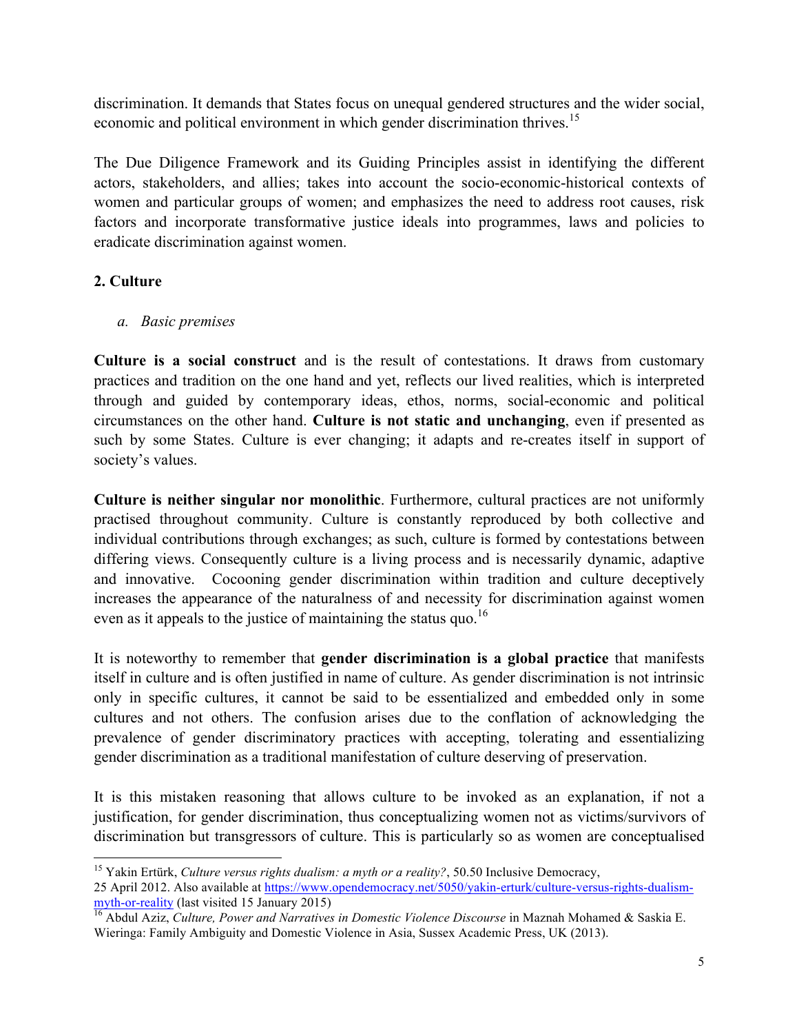discrimination. It demands that States focus on unequal gendered structures and the wider social, economic and political environment in which gender discrimination thrives.[15]

The Due Diligence Framework and its Guiding Principles assist in identifying the different actors, stakeholders, and allies; takes into account the socio-economic-historical contexts of women and particular groups of women; and emphasizes the need to address root causes, risk factors and incorporate transformative justice ideals into programmes, laws and policies to eradicate discrimination against women.

## 2. Culture

### *a. Basic premises*

**Culture is a social construct** and is the result of contestations. It draws from customary practices and tradition on the one hand and yet, reflects our lived realities, which is interpreted through and guided by contemporary ideas, ethos, norms, social-economic and political circumstances on the other hand. **Culture is not static and unchanging**, even if presented as such by some States. Culture is ever changing; it adapts and re-creates itself in support of society's values.

**Culture is neither singular nor monolithic**. Furthermore, cultural practices are not uniformly practised throughout community. Culture is constantly reproduced by both collective and individual contributions through exchanges; as such, culture is formed by contestations between differing views. Consequently culture is a living process and is necessarily dynamic, adaptive and innovative. Cocooning gender discrimination within tradition and culture deceptively increases the appearance of the naturalness of and necessity for discrimination against women even as it appeals to the justice of maintaining the status quo.[16]

It is noteworthy to remember that **gender discrimination is a global practice** that manifests itself in culture and is often justified in name of culture. As gender discrimination is not intrinsic only in specific cultures, it cannot be said to be essentialized and embedded only in some cultures and not others. The confusion arises due to the conflation of acknowledging the prevalence of gender discriminatory practices with accepting, tolerating and essentializing gender discrimination as a traditional manifestation of culture deserving of preservation.

It is this mistaken reasoning that allows culture to be invoked as an explanation, if not a justification, for gender discrimination, thus conceptualizing women not as victims/survivors of discrimination but transgressors of culture. This is particularly so as women are conceptualised

---

[15] Yakin Ertürk, *Culture versus rights dualism: a myth or a reality?*, 50.50 Inclusive Democracy, 25 April 2012. Also available at https://www.opendemocracy.net/5050/yakin-erturk/culture-versus-rights-dualism-myth-or-reality (last visited 15 January 2015)

[16] Abdul Aziz, *Culture, Power and Narratives in Domestic Violence Discourse* in Maznah Mohamed & Saskia E. Wieringa: Family Ambiguity and Domestic Violence in Asia, Sussex Academic Press, UK (2013).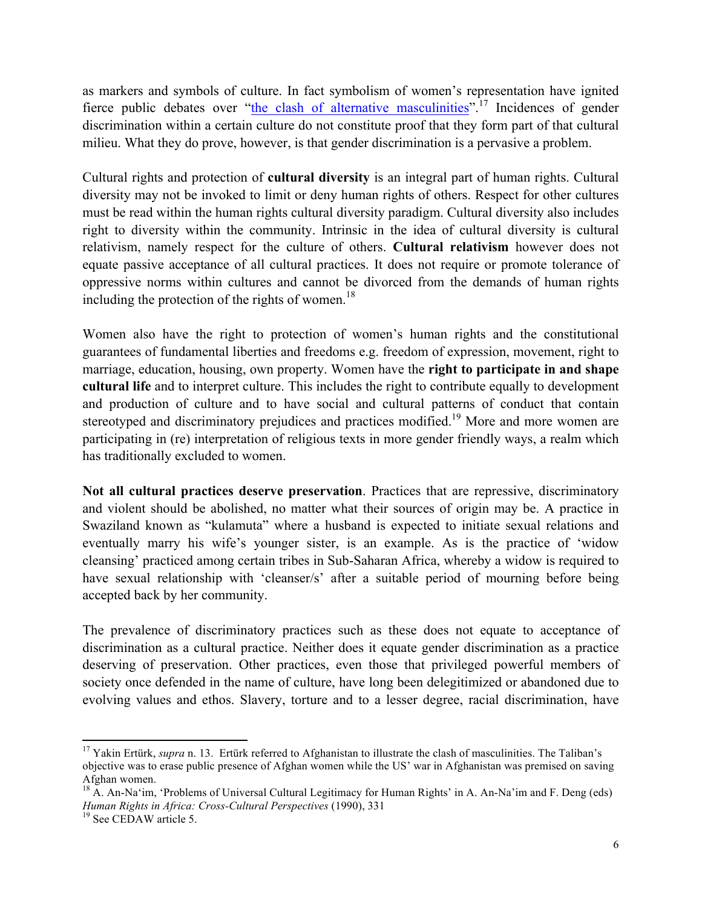as markers and symbols of culture. In fact symbolism of women's representation have ignited fierce public debates over "the clash of alternative masculinities".[17] Incidences of gender discrimination within a certain culture do not constitute proof that they form part of that cultural milieu. What they do prove, however, is that gender discrimination is a pervasive a problem.

Cultural rights and protection of **cultural diversity** is an integral part of human rights. Cultural diversity may not be invoked to limit or deny human rights of others. Respect for other cultures must be read within the human rights cultural diversity paradigm. Cultural diversity also includes right to diversity within the community. Intrinsic in the idea of cultural diversity is cultural relativism, namely respect for the culture of others. **Cultural relativism** however does not equate passive acceptance of all cultural practices. It does not require or promote tolerance of oppressive norms within cultures and cannot be divorced from the demands of human rights including the protection of the rights of women.[18]

Women also have the right to protection of women's human rights and the constitutional guarantees of fundamental liberties and freedoms e.g. freedom of expression, movement, right to marriage, education, housing, own property. Women have the **right to participate in and shape cultural life** and to interpret culture. This includes the right to contribute equally to development and production of culture and to have social and cultural patterns of conduct that contain stereotyped and discriminatory prejudices and practices modified.[19] More and more women are participating in (re) interpretation of religious texts in more gender friendly ways, a realm which has traditionally excluded to women.

**Not all cultural practices deserve preservation**. Practices that are repressive, discriminatory and violent should be abolished, no matter what their sources of origin may be. A practice in Swaziland known as "kulamuta" where a husband is expected to initiate sexual relations and eventually marry his wife's younger sister, is an example. As is the practice of 'widow cleansing' practiced among certain tribes in Sub-Saharan Africa, whereby a widow is required to have sexual relationship with 'cleanser/s' after a suitable period of mourning before being accepted back by her community.

The prevalence of discriminatory practices such as these does not equate to acceptance of discrimination as a cultural practice. Neither does it equate gender discrimination as a practice deserving of preservation. Other practices, even those that privileged powerful members of society once defended in the name of culture, have long been delegitimized or abandoned due to evolving values and ethos. Slavery, torture and to a lesser degree, racial discrimination, have

---

[17] Yakin Ertürk, *supra* n. 13. Ertürk referred to Afghanistan to illustrate the clash of masculinities. The Taliban's objective was to erase public presence of Afghan women while the US' war in Afghanistan was premised on saving Afghan women.

[18] A. An-Na'im, 'Problems of Universal Cultural Legitimacy for Human Rights' in A. An-Na'im and F. Deng (eds) *Human Rights in Africa: Cross-Cultural Perspectives* (1990), 331

[19] See CEDAW article 5.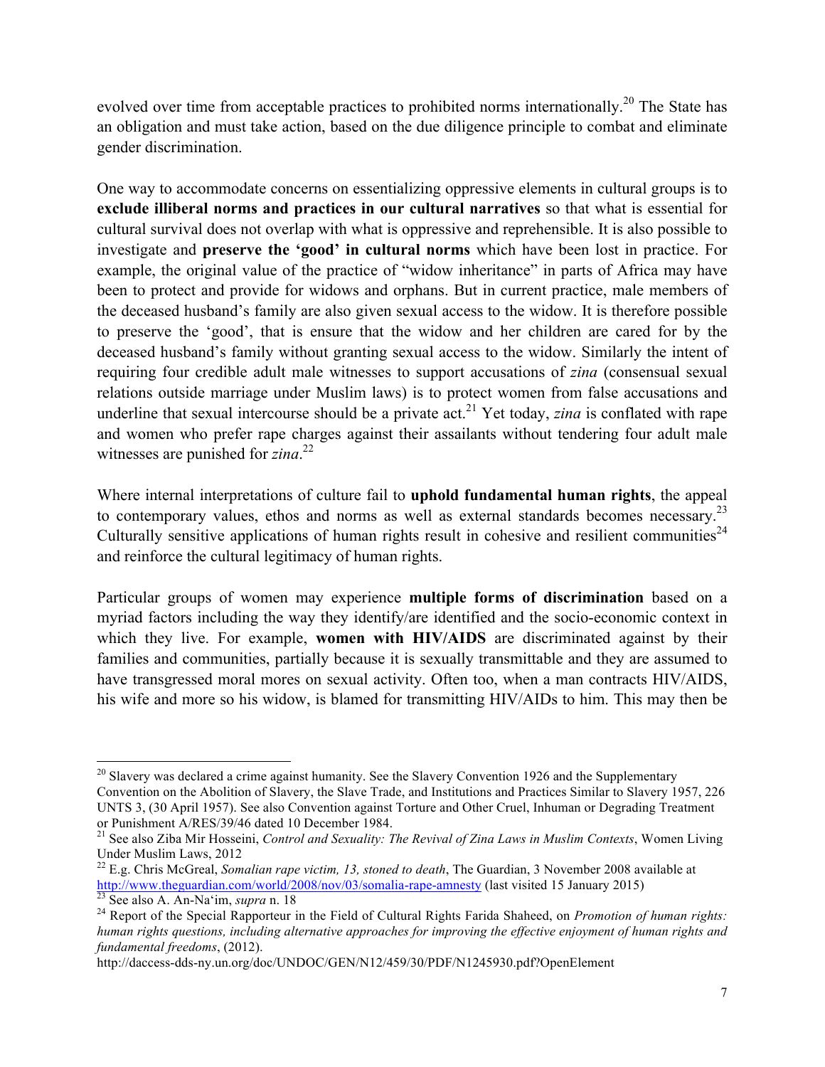evolved over time from acceptable practices to prohibited norms internationally.[20] The State has an obligation and must take action, based on the due diligence principle to combat and eliminate gender discrimination.

One way to accommodate concerns on essentializing oppressive elements in cultural groups is to **exclude illiberal norms and practices in our cultural narratives** so that what is essential for cultural survival does not overlap with what is oppressive and reprehensible. It is also possible to investigate and **preserve the 'good' in cultural norms** which have been lost in practice. For example, the original value of the practice of "widow inheritance" in parts of Africa may have been to protect and provide for widows and orphans. But in current practice, male members of the deceased husband's family are also given sexual access to the widow. It is therefore possible to preserve the 'good', that is ensure that the widow and her children are cared for by the deceased husband's family without granting sexual access to the widow. Similarly the intent of requiring four credible adult male witnesses to support accusations of *zina* (consensual sexual relations outside marriage under Muslim laws) is to protect women from false accusations and underline that sexual intercourse should be a private act.[21] Yet today, *zina* is conflated with rape and women who prefer rape charges against their assailants without tendering four adult male witnesses are punished for *zina*.[22]

Where internal interpretations of culture fail to **uphold fundamental human rights**, the appeal to contemporary values, ethos and norms as well as external standards becomes necessary.[23] Culturally sensitive applications of human rights result in cohesive and resilient communities[24] and reinforce the cultural legitimacy of human rights.

Particular groups of women may experience **multiple forms of discrimination** based on a myriad factors including the way they identify/are identified and the socio-economic context in which they live. For example, **women with HIV/AIDS** are discriminated against by their families and communities, partially because it is sexually transmittable and they are assumed to have transgressed moral mores on sexual activity. Often too, when a man contracts HIV/AIDS, his wife and more so his widow, is blamed for transmitting HIV/AIDs to him. This may then be

---

[20] Slavery was declared a crime against humanity. See the Slavery Convention 1926 and the Supplementary Convention on the Abolition of Slavery, the Slave Trade, and Institutions and Practices Similar to Slavery 1957, 226 UNTS 3, (30 April 1957). See also Convention against Torture and Other Cruel, Inhuman or Degrading Treatment or Punishment A/RES/39/46 dated 10 December 1984.

[21] See also Ziba Mir Hosseini, *Control and Sexuality: The Revival of Zina Laws in Muslim Contexts*, Women Living Under Muslim Laws, 2012

[22] E.g. Chris McGreal, *Somalian rape victim, 13, stoned to death*, The Guardian, 3 November 2008 available at http://www.theguardian.com/world/2008/nov/03/somalia-rape-amnesty (last visited 15 January 2015)

[23] See also A. An-Na'im, *supra* n. 18

[24] Report of the Special Rapporteur in the Field of Cultural Rights Farida Shaheed, on *Promotion of human rights: human rights questions, including alternative approaches for improving the effective enjoyment of human rights and fundamental freedoms*, (2012).
http://daccess-dds-ny.un.org/doc/UNDOC/GEN/N12/459/30/PDF/N1245930.pdf?OpenElement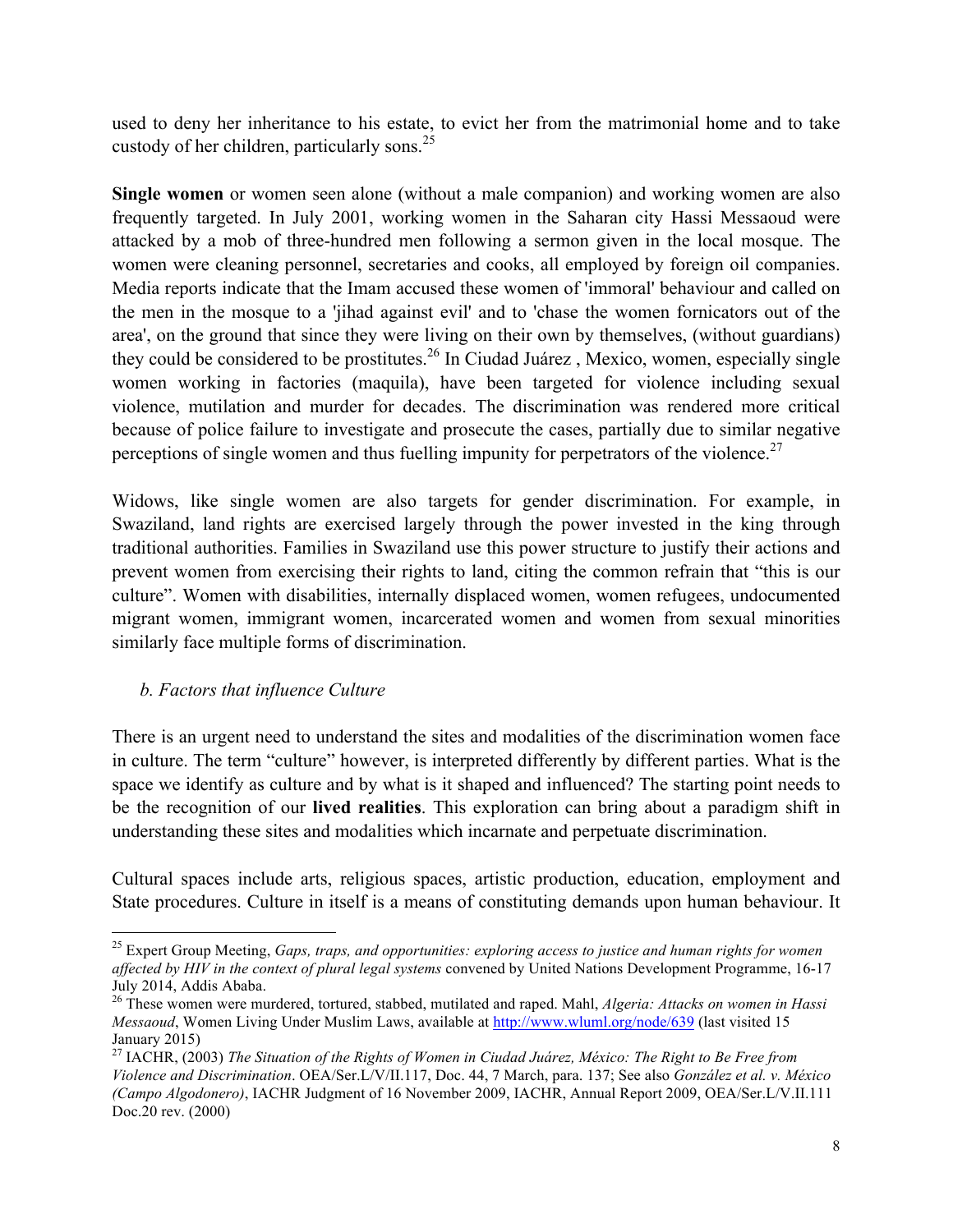used to deny her inheritance to his estate, to evict her from the matrimonial home and to take custody of her children, particularly sons.[25]

**Single women** or women seen alone (without a male companion) and working women are also frequently targeted. In July 2001, working women in the Saharan city Hassi Messaoud were attacked by a mob of three-hundred men following a sermon given in the local mosque. The women were cleaning personnel, secretaries and cooks, all employed by foreign oil companies. Media reports indicate that the Imam accused these women of 'immoral' behaviour and called on the men in the mosque to a 'jihad against evil' and to 'chase the women fornicators out of the area', on the ground that since they were living on their own by themselves, (without guardians) they could be considered to be prostitutes.[26] In Ciudad Juárez , Mexico, women, especially single women working in factories (maquila), have been targeted for violence including sexual violence, mutilation and murder for decades. The discrimination was rendered more critical because of police failure to investigate and prosecute the cases, partially due to similar negative perceptions of single women and thus fuelling impunity for perpetrators of the violence.[27]

Widows, like single women are also targets for gender discrimination. For example, in Swaziland, land rights are exercised largely through the power invested in the king through traditional authorities. Families in Swaziland use this power structure to justify their actions and prevent women from exercising their rights to land, citing the common refrain that "this is our culture". Women with disabilities, internally displaced women, women refugees, undocumented migrant women, immigrant women, incarcerated women and women from sexual minorities similarly face multiple forms of discrimination.

### *b. Factors that influence Culture*

There is an urgent need to understand the sites and modalities of the discrimination women face in culture. The term "culture" however, is interpreted differently by different parties. What is the space we identify as culture and by what is it shaped and influenced? The starting point needs to be the recognition of our **lived realities**. This exploration can bring about a paradigm shift in understanding these sites and modalities which incarnate and perpetuate discrimination.

Cultural spaces include arts, religious spaces, artistic production, education, employment and State procedures. Culture in itself is a means of constituting demands upon human behaviour. It

---

[25] Expert Group Meeting, *Gaps, traps, and opportunities: exploring access to justice and human rights for women affected by HIV in the context of plural legal systems* convened by United Nations Development Programme, 16-17 July 2014, Addis Ababa.

[26] These women were murdered, tortured, stabbed, mutilated and raped. Mahl, *Algeria: Attacks on women in Hassi Messaoud*, Women Living Under Muslim Laws, available at http://www.wluml.org/node/639 (last visited 15 January 2015)

[27] IACHR, (2003) *The Situation of the Rights of Women in Ciudad Juárez, México: The Right to Be Free from Violence and Discrimination*. OEA/Ser.L/V/II.117, Doc. 44, 7 March, para. 137; See also *González et al. v. México (Campo Algodonero)*, IACHR Judgment of 16 November 2009, IACHR, Annual Report 2009, OEA/Ser.L/V.II.111 Doc.20 rev. (2000)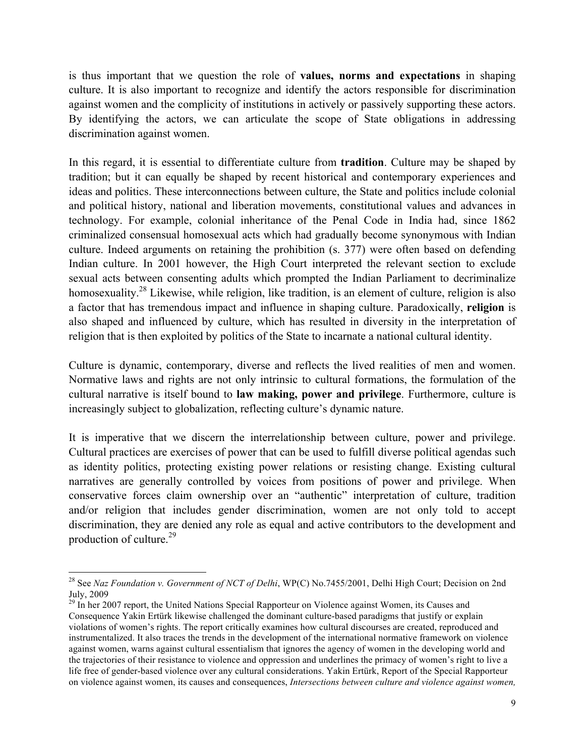is thus important that we question the role of **values, norms and expectations** in shaping culture. It is also important to recognize and identify the actors responsible for discrimination against women and the complicity of institutions in actively or passively supporting these actors. By identifying the actors, we can articulate the scope of State obligations in addressing discrimination against women.

In this regard, it is essential to differentiate culture from **tradition**. Culture may be shaped by tradition; but it can equally be shaped by recent historical and contemporary experiences and ideas and politics. These interconnections between culture, the State and politics include colonial and political history, national and liberation movements, constitutional values and advances in technology. For example, colonial inheritance of the Penal Code in India had, since 1862 criminalized consensual homosexual acts which had gradually become synonymous with Indian culture. Indeed arguments on retaining the prohibition (s. 377) were often based on defending Indian culture. In 2001 however, the High Court interpreted the relevant section to exclude sexual acts between consenting adults which prompted the Indian Parliament to decriminalize homosexuality.[28] Likewise, while religion, like tradition, is an element of culture, religion is also a factor that has tremendous impact and influence in shaping culture. Paradoxically, **religion** is also shaped and influenced by culture, which has resulted in diversity in the interpretation of religion that is then exploited by politics of the State to incarnate a national cultural identity.

Culture is dynamic, contemporary, diverse and reflects the lived realities of men and women. Normative laws and rights are not only intrinsic to cultural formations, the formulation of the cultural narrative is itself bound to **law making, power and privilege**. Furthermore, culture is increasingly subject to globalization, reflecting culture's dynamic nature.

It is imperative that we discern the interrelationship between culture, power and privilege. Cultural practices are exercises of power that can be used to fulfill diverse political agendas such as identity politics, protecting existing power relations or resisting change. Existing cultural narratives are generally controlled by voices from positions of power and privilege. When conservative forces claim ownership over an "authentic" interpretation of culture, tradition and/or religion that includes gender discrimination, women are not only told to accept discrimination, they are denied any role as equal and active contributors to the development and production of culture.[29]

---

[28] See *Naz Foundation v. Government of NCT of Delhi*, WP(C) No.7455/2001, Delhi High Court; Decision on 2nd July, 2009

[29] In her 2007 report, the United Nations Special Rapporteur on Violence against Women, its Causes and Consequence Yakin Ertürk likewise challenged the dominant culture-based paradigms that justify or explain violations of women's rights. The report critically examines how cultural discourses are created, reproduced and instrumentalized. It also traces the trends in the development of the international normative framework on violence against women, warns against cultural essentialism that ignores the agency of women in the developing world and the trajectories of their resistance to violence and oppression and underlines the primacy of women's right to live a life free of gender-based violence over any cultural considerations. Yakin Ertürk, Report of the Special Rapporteur on violence against women, its causes and consequences, *Intersections between culture and violence against women,*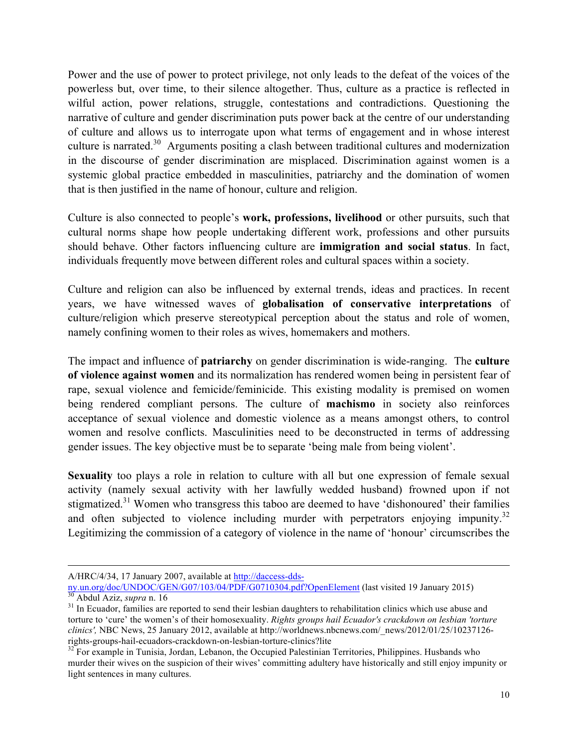Power and the use of power to protect privilege, not only leads to the defeat of the voices of the powerless but, over time, to their silence altogether. Thus, culture as a practice is reflected in wilful action, power relations, struggle, contestations and contradictions. Questioning the narrative of culture and gender discrimination puts power back at the centre of our understanding of culture and allows us to interrogate upon what terms of engagement and in whose interest culture is narrated.[30] Arguments positing a clash between traditional cultures and modernization in the discourse of gender discrimination are misplaced. Discrimination against women is a systemic global practice embedded in masculinities, patriarchy and the domination of women that is then justified in the name of honour, culture and religion.

Culture is also connected to people's **work, professions, livelihood** or other pursuits, such that cultural norms shape how people undertaking different work, professions and other pursuits should behave. Other factors influencing culture are **immigration and social status**. In fact, individuals frequently move between different roles and cultural spaces within a society.

Culture and religion can also be influenced by external trends, ideas and practices. In recent years, we have witnessed waves of **globalisation of conservative interpretations** of culture/religion which preserve stereotypical perception about the status and role of women, namely confining women to their roles as wives, homemakers and mothers.

The impact and influence of **patriarchy** on gender discrimination is wide-ranging. The **culture of violence against women** and its normalization has rendered women being in persistent fear of rape, sexual violence and femicide/feminicide. This existing modality is premised on women being rendered compliant persons. The culture of **machismo** in society also reinforces acceptance of sexual violence and domestic violence as a means amongst others, to control women and resolve conflicts. Masculinities need to be deconstructed in terms of addressing gender issues. The key objective must be to separate 'being male from being violent'.

**Sexuality** too plays a role in relation to culture with all but one expression of female sexual activity (namely sexual activity with her lawfully wedded husband) frowned upon if not stigmatized.[31] Women who transgress this taboo are deemed to have 'dishonoured' their families and often subjected to violence including murder with perpetrators enjoying impunity.[32] Legitimizing the commission of a category of violence in the name of 'honour' circumscribes the

---

A/HRC/4/34, 17 January 2007, available at http://daccess-dds-ny.un.org/doc/UNDOC/GEN/G07/103/04/PDF/G0710304.pdf?OpenElement (last visited 19 January 2015)

[30] Abdul Aziz, *supra* n. 16

[31] In Ecuador, families are reported to send their lesbian daughters to rehabilitation clinics which use abuse and torture to 'cure' the women's of their homosexuality. *Rights groups hail Ecuador's crackdown on lesbian 'torture clinics',* NBC News, 25 January 2012, available at http://worldnews.nbcnews.com/_news/2012/01/25/10237126-rights-groups-hail-ecuadors-crackdown-on-lesbian-torture-clinics?lite

[32] For example in Tunisia, Jordan, Lebanon, the Occupied Palestinian Territories, Philippines. Husbands who murder their wives on the suspicion of their wives' committing adultery have historically and still enjoy impunity or light sentences in many cultures.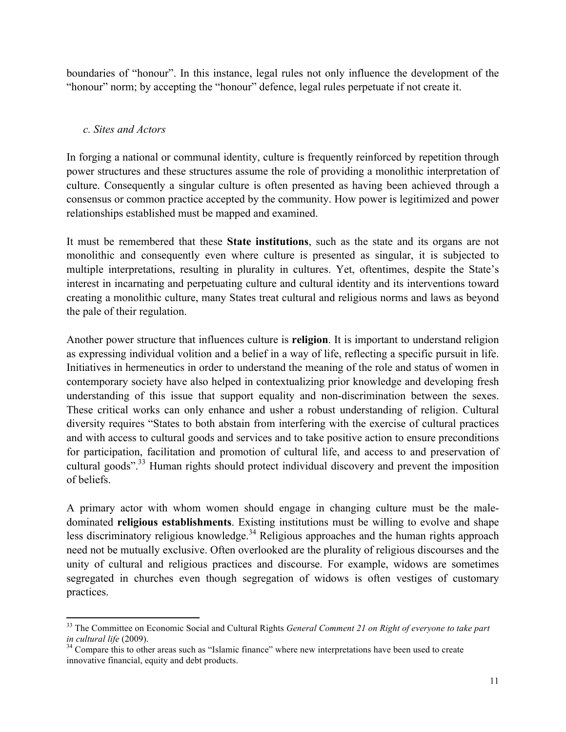boundaries of "honour". In this instance, legal rules not only influence the development of the "honour" norm; by accepting the "honour" defence, legal rules perpetuate if not create it.

### *c. Sites and Actors*

In forging a national or communal identity, culture is frequently reinforced by repetition through power structures and these structures assume the role of providing a monolithic interpretation of culture. Consequently a singular culture is often presented as having been achieved through a consensus or common practice accepted by the community. How power is legitimized and power relationships established must be mapped and examined.

It must be remembered that these **State institutions**, such as the state and its organs are not monolithic and consequently even where culture is presented as singular, it is subjected to multiple interpretations, resulting in plurality in cultures. Yet, oftentimes, despite the State's interest in incarnating and perpetuating culture and cultural identity and its interventions toward creating a monolithic culture, many States treat cultural and religious norms and laws as beyond the pale of their regulation.

Another power structure that influences culture is **religion**. It is important to understand religion as expressing individual volition and a belief in a way of life, reflecting a specific pursuit in life. Initiatives in hermeneutics in order to understand the meaning of the role and status of women in contemporary society have also helped in contextualizing prior knowledge and developing fresh understanding of this issue that support equality and non-discrimination between the sexes. These critical works can only enhance and usher a robust understanding of religion. Cultural diversity requires "States to both abstain from interfering with the exercise of cultural practices and with access to cultural goods and services and to take positive action to ensure preconditions for participation, facilitation and promotion of cultural life, and access to and preservation of cultural goods".[33] Human rights should protect individual discovery and prevent the imposition of beliefs.

A primary actor with whom women should engage in changing culture must be the male-dominated **religious establishments**. Existing institutions must be willing to evolve and shape less discriminatory religious knowledge.[34] Religious approaches and the human rights approach need not be mutually exclusive. Often overlooked are the plurality of religious discourses and the unity of cultural and religious practices and discourse. For example, widows are sometimes segregated in churches even though segregation of widows is often vestiges of customary practices.

---

[33] The Committee on Economic Social and Cultural Rights *General Comment 21 on Right of everyone to take part in cultural life* (2009).

[34] Compare this to other areas such as "Islamic finance" where new interpretations have been used to create innovative financial, equity and debt products.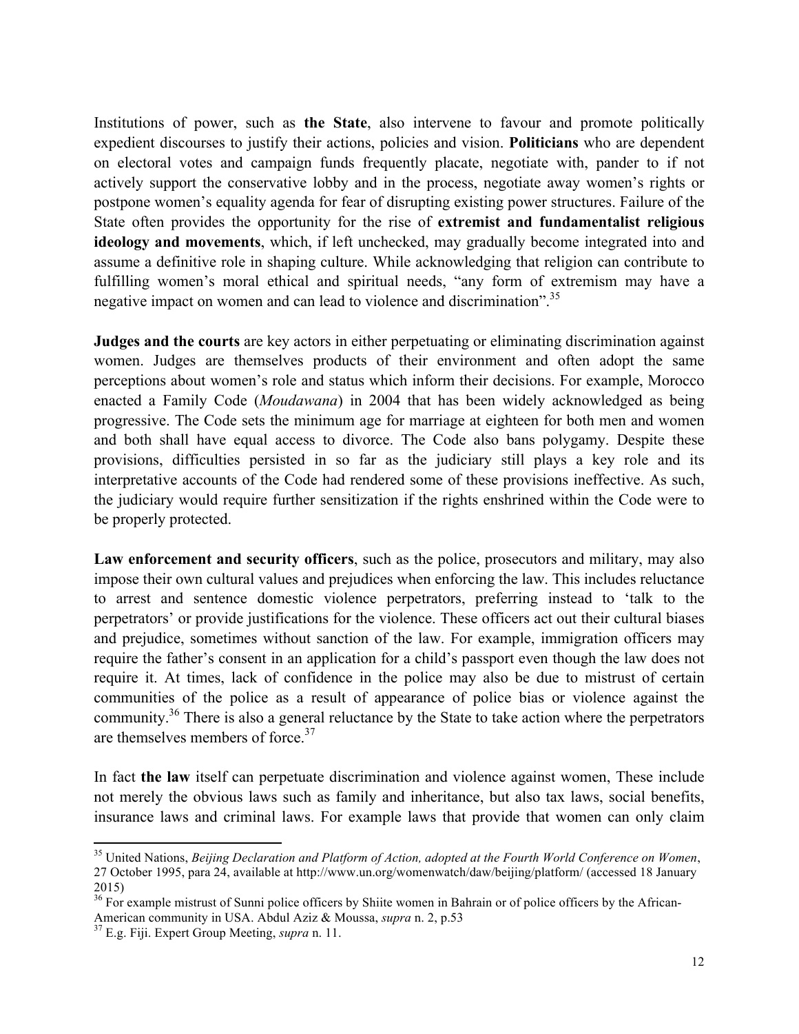Institutions of power, such as **the State**, also intervene to favour and promote politically expedient discourses to justify their actions, policies and vision. **Politicians** who are dependent on electoral votes and campaign funds frequently placate, negotiate with, pander to if not actively support the conservative lobby and in the process, negotiate away women's rights or postpone women's equality agenda for fear of disrupting existing power structures. Failure of the State often provides the opportunity for the rise of **extremist and fundamentalist religious ideology and movements**, which, if left unchecked, may gradually become integrated into and assume a definitive role in shaping culture. While acknowledging that religion can contribute to fulfilling women's moral ethical and spiritual needs, "any form of extremism may have a negative impact on women and can lead to violence and discrimination".[35]

**Judges and the courts** are key actors in either perpetuating or eliminating discrimination against women. Judges are themselves products of their environment and often adopt the same perceptions about women's role and status which inform their decisions. For example, Morocco enacted a Family Code (*Moudawana*) in 2004 that has been widely acknowledged as being progressive. The Code sets the minimum age for marriage at eighteen for both men and women and both shall have equal access to divorce. The Code also bans polygamy. Despite these provisions, difficulties persisted in so far as the judiciary still plays a key role and its interpretative accounts of the Code had rendered some of these provisions ineffective. As such, the judiciary would require further sensitization if the rights enshrined within the Code were to be properly protected.

**Law enforcement and security officers**, such as the police, prosecutors and military, may also impose their own cultural values and prejudices when enforcing the law. This includes reluctance to arrest and sentence domestic violence perpetrators, preferring instead to 'talk to the perpetrators' or provide justifications for the violence. These officers act out their cultural biases and prejudice, sometimes without sanction of the law. For example, immigration officers may require the father's consent in an application for a child's passport even though the law does not require it. At times, lack of confidence in the police may also be due to mistrust of certain communities of the police as a result of appearance of police bias or violence against the community.[36] There is also a general reluctance by the State to take action where the perpetrators are themselves members of force.[37]

In fact **the law** itself can perpetuate discrimination and violence against women, These include not merely the obvious laws such as family and inheritance, but also tax laws, social benefits, insurance laws and criminal laws. For example laws that provide that women can only claim

---

[35] United Nations, *Beijing Declaration and Platform of Action, adopted at the Fourth World Conference on Women*, 27 October 1995, para 24, available at http://www.un.org/womenwatch/daw/beijing/platform/ (accessed 18 January 2015)

[36] For example mistrust of Sunni police officers by Shiite women in Bahrain or of police officers by the African-American community in USA. Abdul Aziz & Moussa, *supra* n. 2, p.53

[37] E.g. Fiji. Expert Group Meeting, *supra* n. 11.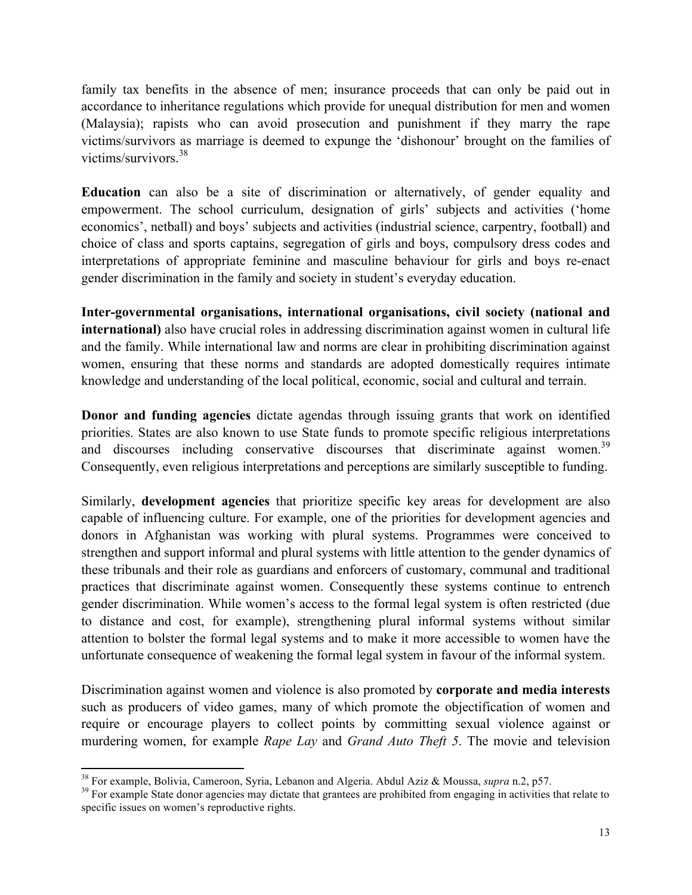family tax benefits in the absence of men; insurance proceeds that can only be paid out in accordance to inheritance regulations which provide for unequal distribution for men and women (Malaysia); rapists who can avoid prosecution and punishment if they marry the rape victims/survivors as marriage is deemed to expunge the 'dishonour' brought on the families of victims/survivors.[38]

**Education** can also be a site of discrimination or alternatively, of gender equality and empowerment. The school curriculum, designation of girls' subjects and activities ('home economics', netball) and boys' subjects and activities (industrial science, carpentry, football) and choice of class and sports captains, segregation of girls and boys, compulsory dress codes and interpretations of appropriate feminine and masculine behaviour for girls and boys re-enact gender discrimination in the family and society in student's everyday education.

**Inter-governmental organisations, international organisations, civil society (national and international)** also have crucial roles in addressing discrimination against women in cultural life and the family. While international law and norms are clear in prohibiting discrimination against women, ensuring that these norms and standards are adopted domestically requires intimate knowledge and understanding of the local political, economic, social and cultural and terrain.

**Donor and funding agencies** dictate agendas through issuing grants that work on identified priorities. States are also known to use State funds to promote specific religious interpretations and discourses including conservative discourses that discriminate against women.[39] Consequently, even religious interpretations and perceptions are similarly susceptible to funding.

Similarly, **development agencies** that prioritize specific key areas for development are also capable of influencing culture. For example, one of the priorities for development agencies and donors in Afghanistan was working with plural systems. Programmes were conceived to strengthen and support informal and plural systems with little attention to the gender dynamics of these tribunals and their role as guardians and enforcers of customary, communal and traditional practices that discriminate against women. Consequently these systems continue to entrench gender discrimination. While women's access to the formal legal system is often restricted (due to distance and cost, for example), strengthening plural informal systems without similar attention to bolster the formal legal systems and to make it more accessible to women have the unfortunate consequence of weakening the formal legal system in favour of the informal system.

Discrimination against women and violence is also promoted by **corporate and media interests** such as producers of video games, many of which promote the objectification of women and require or encourage players to collect points by committing sexual violence against or murdering women, for example *Rape Lay* and *Grand Auto Theft 5*. The movie and television

---

[38] For example, Bolivia, Cameroon, Syria, Lebanon and Algeria. Abdul Aziz & Moussa, *supra* n.2, p57.

[39] For example State donor agencies may dictate that grantees are prohibited from engaging in activities that relate to specific issues on women's reproductive rights.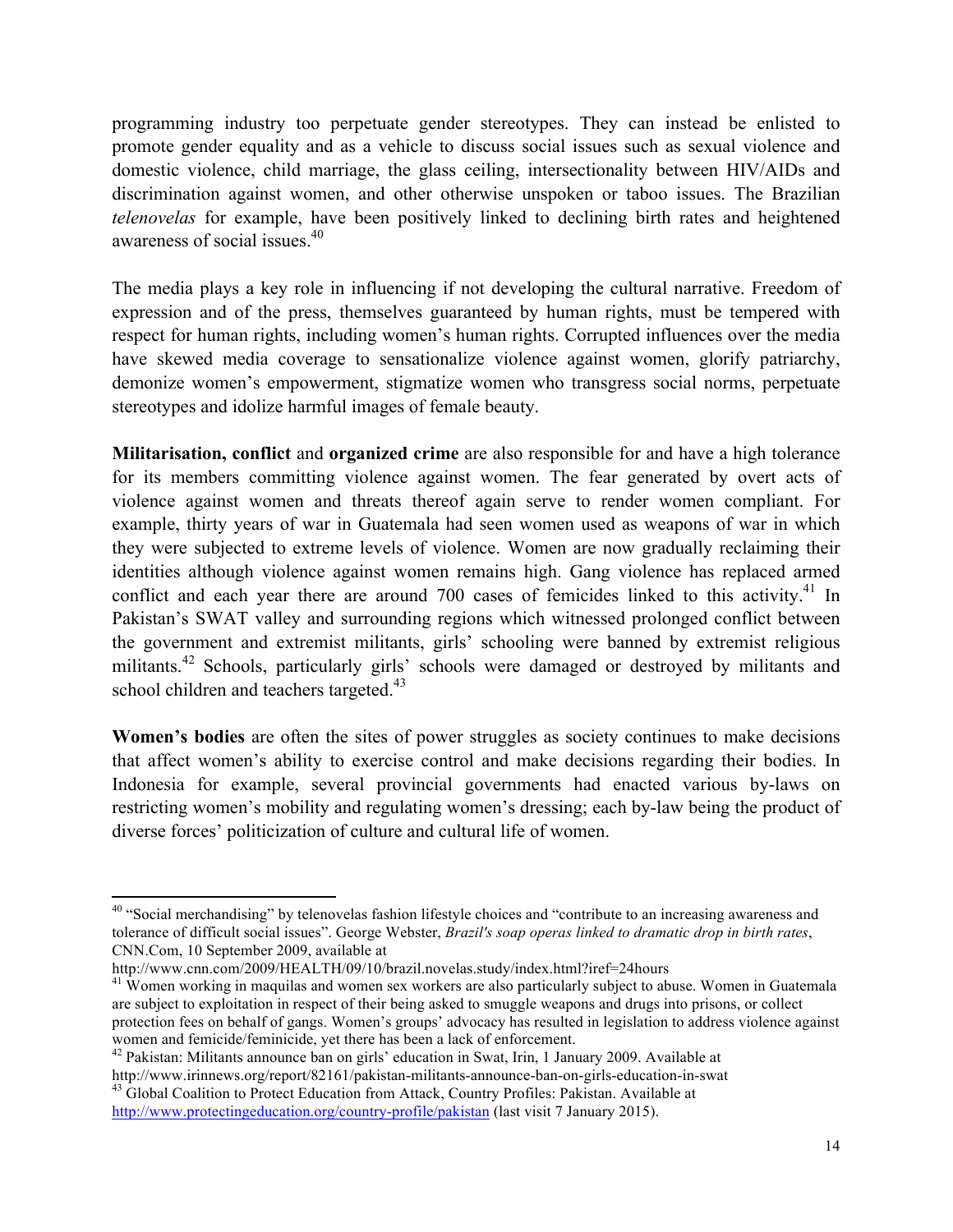programming industry too perpetuate gender stereotypes. They can instead be enlisted to promote gender equality and as a vehicle to discuss social issues such as sexual violence and domestic violence, child marriage, the glass ceiling, intersectionality between HIV/AIDs and discrimination against women, and other otherwise unspoken or taboo issues. The Brazilian *telenovelas* for example, have been positively linked to declining birth rates and heightened awareness of social issues.[40]

The media plays a key role in influencing if not developing the cultural narrative. Freedom of expression and of the press, themselves guaranteed by human rights, must be tempered with respect for human rights, including women's human rights. Corrupted influences over the media have skewed media coverage to sensationalize violence against women, glorify patriarchy, demonize women's empowerment, stigmatize women who transgress social norms, perpetuate stereotypes and idolize harmful images of female beauty.

**Militarisation, conflict** and **organized crime** are also responsible for and have a high tolerance for its members committing violence against women. The fear generated by overt acts of violence against women and threats thereof again serve to render women compliant. For example, thirty years of war in Guatemala had seen women used as weapons of war in which they were subjected to extreme levels of violence. Women are now gradually reclaiming their identities although violence against women remains high. Gang violence has replaced armed conflict and each year there are around 700 cases of femicides linked to this activity.[41] In Pakistan's SWAT valley and surrounding regions which witnessed prolonged conflict between the government and extremist militants, girls' schooling were banned by extremist religious militants.[42] Schools, particularly girls' schools were damaged or destroyed by militants and school children and teachers targeted.[43]

**Women's bodies** are often the sites of power struggles as society continues to make decisions that affect women's ability to exercise control and make decisions regarding their bodies. In Indonesia for example, several provincial governments had enacted various by-laws on restricting women's mobility and regulating women's dressing; each by-law being the product of diverse forces' politicization of culture and cultural life of women.

---

[40] "Social merchandising" by telenovelas fashion lifestyle choices and "contribute to an increasing awareness and tolerance of difficult social issues". George Webster, *Brazil's soap operas linked to dramatic drop in birth rates*, CNN.Com, 10 September 2009, available at http://www.cnn.com/2009/HEALTH/09/10/brazil.novelas.study/index.html?iref=24hours

[41] Women working in maquilas and women sex workers are also particularly subject to abuse. Women in Guatemala are subject to exploitation in respect of their being asked to smuggle weapons and drugs into prisons, or collect protection fees on behalf of gangs. Women's groups' advocacy has resulted in legislation to address violence against women and femicide/feminicide, yet there has been a lack of enforcement.

[42] Pakistan: Militants announce ban on girls' education in Swat, Irin, 1 January 2009. Available at http://www.irinnews.org/report/82161/pakistan-militants-announce-ban-on-girls-education-in-swat

[43] Global Coalition to Protect Education from Attack, Country Profiles: Pakistan. Available at http://www.protectingeducation.org/country-profile/pakistan (last visit 7 January 2015).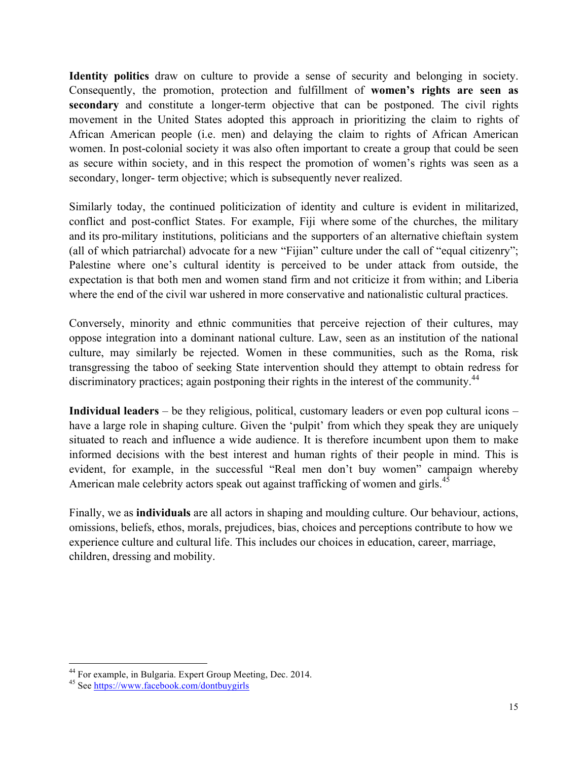**Identity politics** draw on culture to provide a sense of security and belonging in society. Consequently, the promotion, protection and fulfillment of **women's rights are seen as secondary** and constitute a longer-term objective that can be postponed. The civil rights movement in the United States adopted this approach in prioritizing the claim to rights of African American people (i.e. men) and delaying the claim to rights of African American women. In post-colonial society it was also often important to create a group that could be seen as secure within society, and in this respect the promotion of women's rights was seen as a secondary, longer- term objective; which is subsequently never realized.

Similarly today, the continued politicization of identity and culture is evident in militarized, conflict and post-conflict States. For example, Fiji where some of the churches, the military and its pro-military institutions, politicians and the supporters of an alternative chieftain system (all of which patriarchal) advocate for a new "Fijian" culture under the call of "equal citizenry"; Palestine where one's cultural identity is perceived to be under attack from outside, the expectation is that both men and women stand firm and not criticize it from within; and Liberia where the end of the civil war ushered in more conservative and nationalistic cultural practices.

Conversely, minority and ethnic communities that perceive rejection of their cultures, may oppose integration into a dominant national culture. Law, seen as an institution of the national culture, may similarly be rejected. Women in these communities, such as the Roma, risk transgressing the taboo of seeking State intervention should they attempt to obtain redress for discriminatory practices; again postponing their rights in the interest of the community.[44]

**Individual leaders** – be they religious, political, customary leaders or even pop cultural icons – have a large role in shaping culture. Given the 'pulpit' from which they speak they are uniquely situated to reach and influence a wide audience. It is therefore incumbent upon them to make informed decisions with the best interest and human rights of their people in mind. This is evident, for example, in the successful "Real men don't buy women" campaign whereby American male celebrity actors speak out against trafficking of women and girls.[45]

Finally, we as **individuals** are all actors in shaping and moulding culture. Our behaviour, actions, omissions, beliefs, ethos, morals, prejudices, bias, choices and perceptions contribute to how we experience culture and cultural life. This includes our choices in education, career, marriage, children, dressing and mobility.

---

[44] For example, in Bulgaria. Expert Group Meeting, Dec. 2014.

[45] See https://www.facebook.com/dontbuygirls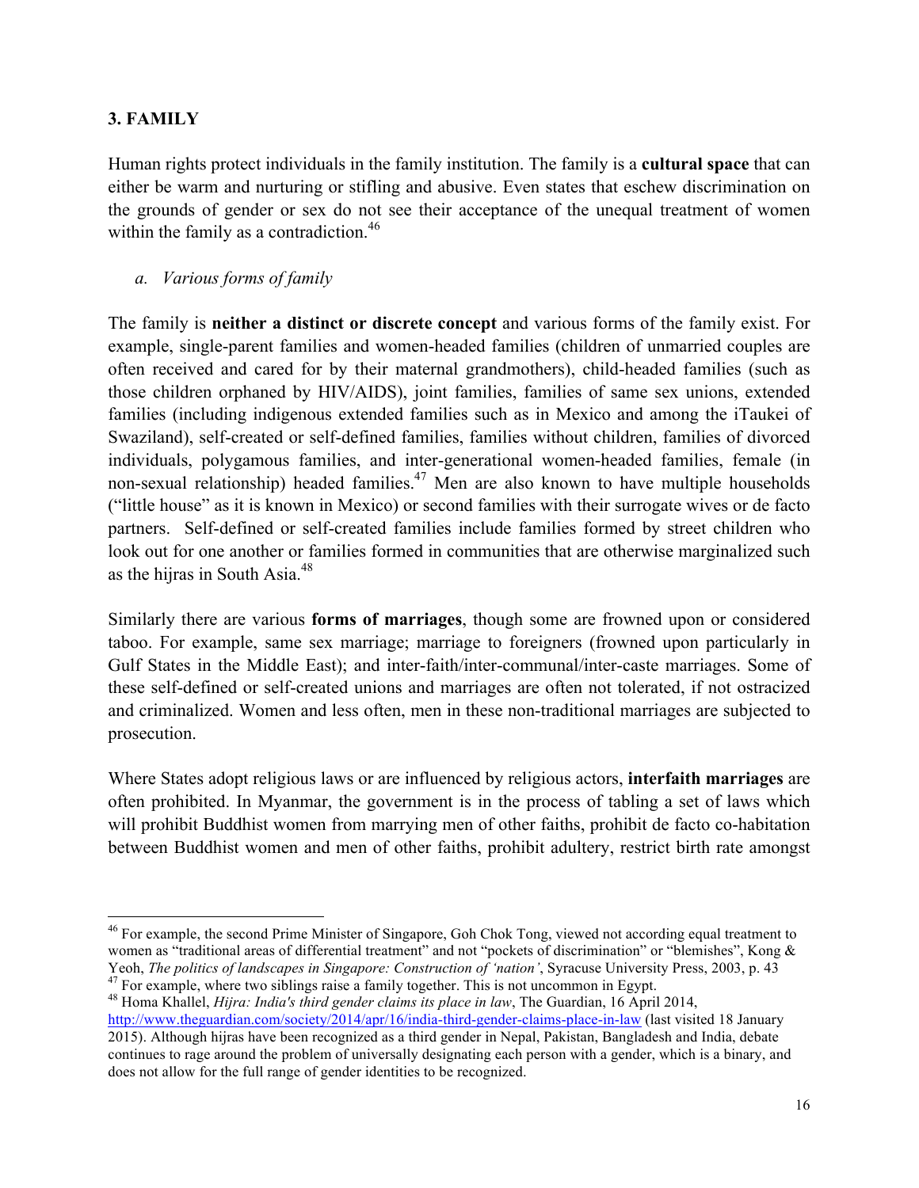## 3. FAMILY

Human rights protect individuals in the family institution. The family is a **cultural space** that can either be warm and nurturing or stifling and abusive. Even states that eschew discrimination on the grounds of gender or sex do not see their acceptance of the unequal treatment of women within the family as a contradiction.[46]

### *a. Various forms of family*

The family is **neither a distinct or discrete concept** and various forms of the family exist. For example, single-parent families and women-headed families (children of unmarried couples are often received and cared for by their maternal grandmothers), child-headed families (such as those children orphaned by HIV/AIDS), joint families, families of same sex unions, extended families (including indigenous extended families such as in Mexico and among the iTaukei of Swaziland), self-created or self-defined families, families without children, families of divorced individuals, polygamous families, and inter-generational women-headed families, female (in non-sexual relationship) headed families.[47] Men are also known to have multiple households ("little house" as it is known in Mexico) or second families with their surrogate wives or de facto partners. Self-defined or self-created families include families formed by street children who look out for one another or families formed in communities that are otherwise marginalized such as the hijras in South Asia.[48]

Similarly there are various **forms of marriages**, though some are frowned upon or considered taboo. For example, same sex marriage; marriage to foreigners (frowned upon particularly in Gulf States in the Middle East); and inter-faith/inter-communal/inter-caste marriages. Some of these self-defined or self-created unions and marriages are often not tolerated, if not ostracized and criminalized. Women and less often, men in these non-traditional marriages are subjected to prosecution.

Where States adopt religious laws or are influenced by religious actors, **interfaith marriages** are often prohibited. In Myanmar, the government is in the process of tabling a set of laws which will prohibit Buddhist women from marrying men of other faiths, prohibit de facto co-habitation between Buddhist women and men of other faiths, prohibit adultery, restrict birth rate amongst

---

[46] For example, the second Prime Minister of Singapore, Goh Chok Tong, viewed not according equal treatment to women as "traditional areas of differential treatment" and not "pockets of discrimination" or "blemishes", Kong & Yeoh, *The politics of landscapes in Singapore: Construction of 'nation'*, Syracuse University Press, 2003, p. 43

[47] For example, where two siblings raise a family together. This is not uncommon in Egypt.

[48] Homa Khallel, *Hijra: India's third gender claims its place in law*, The Guardian, 16 April 2014, http://www.theguardian.com/society/2014/apr/16/india-third-gender-claims-place-in-law (last visited 18 January 2015). Although hijras have been recognized as a third gender in Nepal, Pakistan, Bangladesh and India, debate continues to rage around the problem of universally designating each person with a gender, which is a binary, and does not allow for the full range of gender identities to be recognized.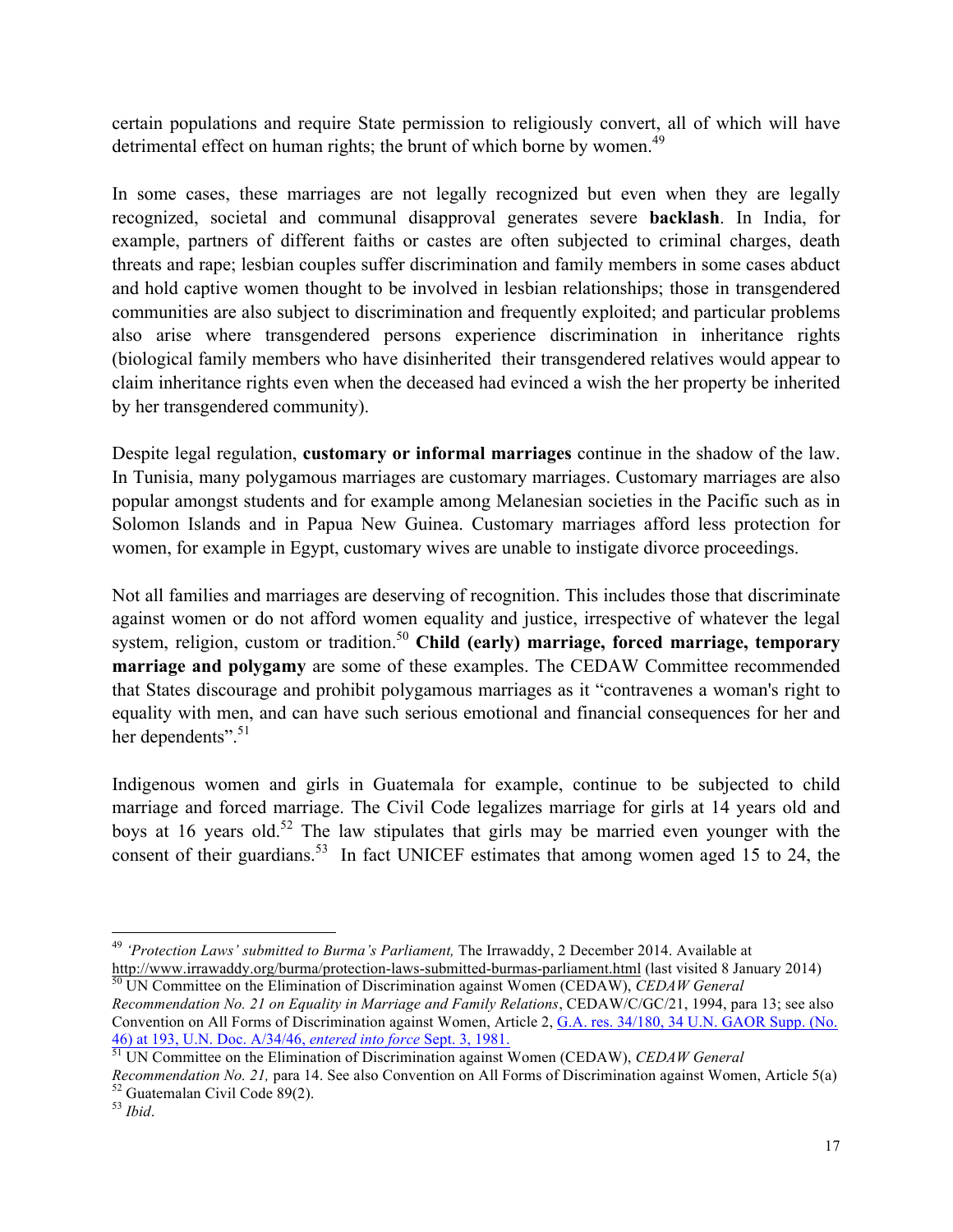certain populations and require State permission to religiously convert, all of which will have detrimental effect on human rights; the brunt of which borne by women.[49]

In some cases, these marriages are not legally recognized but even when they are legally recognized, societal and communal disapproval generates severe **backlash**. In India, for example, partners of different faiths or castes are often subjected to criminal charges, death threats and rape; lesbian couples suffer discrimination and family members in some cases abduct and hold captive women thought to be involved in lesbian relationships; those in transgendered communities are also subject to discrimination and frequently exploited; and particular problems also arise where transgendered persons experience discrimination in inheritance rights (biological family members who have disinherited their transgendered relatives would appear to claim inheritance rights even when the deceased had evinced a wish the her property be inherited by her transgendered community).

Despite legal regulation, **customary or informal marriages** continue in the shadow of the law. In Tunisia, many polygamous marriages are customary marriages. Customary marriages are also popular amongst students and for example among Melanesian societies in the Pacific such as in Solomon Islands and in Papua New Guinea. Customary marriages afford less protection for women, for example in Egypt, customary wives are unable to instigate divorce proceedings.

Not all families and marriages are deserving of recognition. This includes those that discriminate against women or do not afford women equality and justice, irrespective of whatever the legal system, religion, custom or tradition.[50] **Child (early) marriage, forced marriage, temporary marriage and polygamy** are some of these examples. The CEDAW Committee recommended that States discourage and prohibit polygamous marriages as it "contravenes a woman's right to equality with men, and can have such serious emotional and financial consequences for her and her dependents".[51]

Indigenous women and girls in Guatemala for example, continue to be subjected to child marriage and forced marriage. The Civil Code legalizes marriage for girls at 14 years old and boys at 16 years old.[52] The law stipulates that girls may be married even younger with the consent of their guardians.[53] In fact UNICEF estimates that among women aged 15 to 24, the

---

[49] *'Protection Laws' submitted to Burma's Parliament,* The Irrawaddy, 2 December 2014. Available at http://www.irrawaddy.org/burma/protection-laws-submitted-burmas-parliament.html (last visited 8 January 2014)

[50] UN Committee on the Elimination of Discrimination against Women (CEDAW), *CEDAW General Recommendation No. 21 on Equality in Marriage and Family Relations*, CEDAW/C/GC/21, 1994, para 13; see also Convention on All Forms of Discrimination against Women, Article 2, G.A. res. 34/180, 34 U.N. GAOR Supp. (No. 46) at 193, U.N. Doc. A/34/46, *entered into force* Sept. 3, 1981.

[51] UN Committee on the Elimination of Discrimination against Women (CEDAW), *CEDAW General Recommendation No. 21,* para 14. See also Convention on All Forms of Discrimination against Women, Article 5(a)

[52] Guatemalan Civil Code 89(2).

[53] *Ibid*.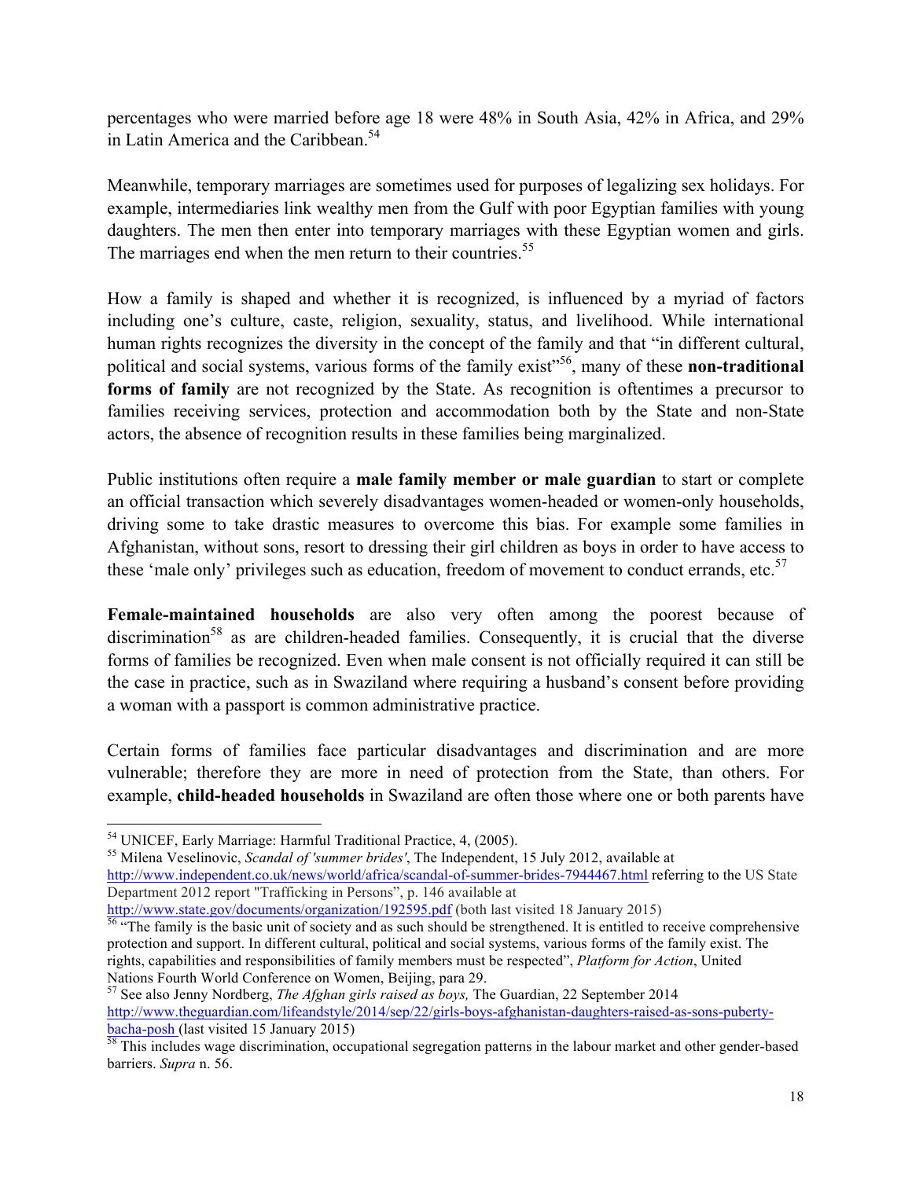percentages who were married before age 18 were 48% in South Asia, 42% in Africa, and 29% in Latin America and the Caribbean.[54]

Meanwhile, temporary marriages are sometimes used for purposes of legalizing sex holidays. For example, intermediaries link wealthy men from the Gulf with poor Egyptian families with young daughters. The men then enter into temporary marriages with these Egyptian women and girls. The marriages end when the men return to their countries.[55]

How a family is shaped and whether it is recognized, is influenced by a myriad of factors including one's culture, caste, religion, sexuality, status, and livelihood. While international human rights recognizes the diversity in the concept of the family and that "in different cultural, political and social systems, various forms of the family exist"[56], many of these **non-traditional forms of family** are not recognized by the State. As recognition is oftentimes a precursor to families receiving services, protection and accommodation both by the State and non-State actors, the absence of recognition results in these families being marginalized.

Public institutions often require a **male family member or male guardian** to start or complete an official transaction which severely disadvantages women-headed or women-only households, driving some to take drastic measures to overcome this bias. For example some families in Afghanistan, without sons, resort to dressing their girl children as boys in order to have access to these 'male only' privileges such as education, freedom of movement to conduct errands, etc.[57]

**Female-maintained households** are also very often among the poorest because of discrimination[58] as are children-headed families. Consequently, it is crucial that the diverse forms of families be recognized. Even when male consent is not officially required it can still be the case in practice, such as in Swaziland where requiring a husband's consent before providing a woman with a passport is common administrative practice.

Certain forms of families face particular disadvantages and discrimination and are more vulnerable; therefore they are more in need of protection from the State, than others. For example, **child-headed households** in Swaziland are often those where one or both parents have

---

[54] UNICEF, Early Marriage: Harmful Traditional Practice, 4, (2005).

[55] Milena Veselinovic, *Scandal of 'summer brides'*, The Independent, 15 July 2012, available at http://www.independent.co.uk/news/world/africa/scandal-of-summer-brides-7944467.html referring to the US State Department 2012 report "Trafficking in Persons", p. 146 available at http://www.state.gov/documents/organization/192595.pdf (both last visited 18 January 2015)

[56] "The family is the basic unit of society and as such should be strengthened. It is entitled to receive comprehensive protection and support. In different cultural, political and social systems, various forms of the family exist. The rights, capabilities and responsibilities of family members must be respected", *Platform for Action*, United Nations Fourth World Conference on Women, Beijing, para 29.

[57] See also Jenny Nordberg, *The Afghan girls raised as boys,* The Guardian, 22 September 2014 http://www.theguardian.com/lifeandstyle/2014/sep/22/girls-boys-afghanistan-daughters-raised-as-sons-puberty-bacha-posh (last visited 15 January 2015)

[58] This includes wage discrimination, occupational segregation patterns in the labour market and other gender-based barriers. *Supra* n. 56.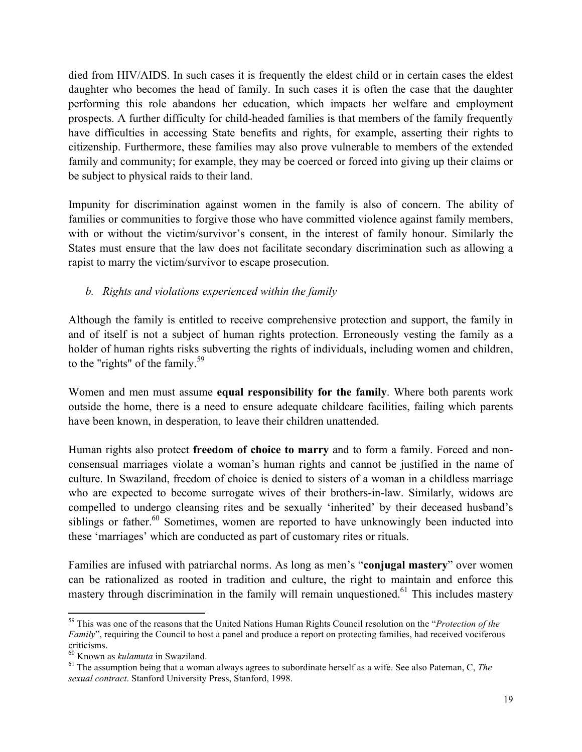died from HIV/AIDS. In such cases it is frequently the eldest child or in certain cases the eldest daughter who becomes the head of family. In such cases it is often the case that the daughter performing this role abandons her education, which impacts her welfare and employment prospects. A further difficulty for child-headed families is that members of the family frequently have difficulties in accessing State benefits and rights, for example, asserting their rights to citizenship. Furthermore, these families may also prove vulnerable to members of the extended family and community; for example, they may be coerced or forced into giving up their claims or be subject to physical raids to their land.

Impunity for discrimination against women in the family is also of concern. The ability of families or communities to forgive those who have committed violence against family members, with or without the victim/survivor's consent, in the interest of family honour. Similarly the States must ensure that the law does not facilitate secondary discrimination such as allowing a rapist to marry the victim/survivor to escape prosecution.

*b. Rights and violations experienced within the family*

Although the family is entitled to receive comprehensive protection and support, the family in and of itself is not a subject of human rights protection. Erroneously vesting the family as a holder of human rights risks subverting the rights of individuals, including women and children, to the "rights" of the family.[59]

Women and men must assume **equal responsibility for the family**. Where both parents work outside the home, there is a need to ensure adequate childcare facilities, failing which parents have been known, in desperation, to leave their children unattended.

Human rights also protect **freedom of choice to marry** and to form a family. Forced and non-consensual marriages violate a woman's human rights and cannot be justified in the name of culture. In Swaziland, freedom of choice is denied to sisters of a woman in a childless marriage who are expected to become surrogate wives of their brothers-in-law. Similarly, widows are compelled to undergo cleansing rites and be sexually 'inherited' by their deceased husband's siblings or father.[60] Sometimes, women are reported to have unknowingly been inducted into these 'marriages' which are conducted as part of customary rites or rituals.

Families are infused with patriarchal norms. As long as men's "**conjugal mastery**" over women can be rationalized as rooted in tradition and culture, the right to maintain and enforce this mastery through discrimination in the family will remain unquestioned.[61] This includes mastery

---

[59] This was one of the reasons that the United Nations Human Rights Council resolution on the "*Protection of the Family*", requiring the Council to host a panel and produce a report on protecting families, had received vociferous criticisms.

[60] Known as *kulamuta* in Swaziland.

[61] The assumption being that a woman always agrees to subordinate herself as a wife. See also Pateman, C, *The sexual contract*. Stanford University Press, Stanford, 1998.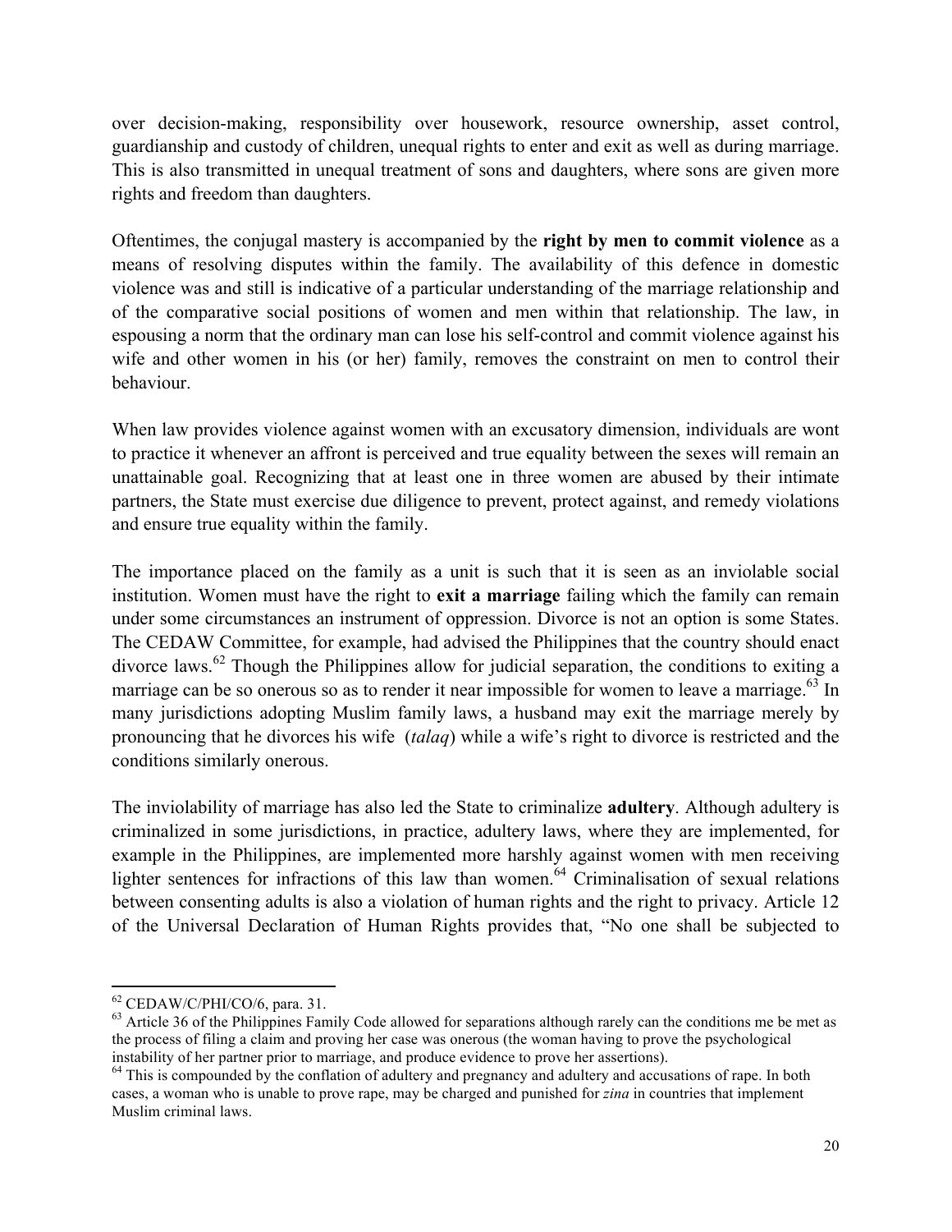over decision-making, responsibility over housework, resource ownership, asset control, guardianship and custody of children, unequal rights to enter and exit as well as during marriage. This is also transmitted in unequal treatment of sons and daughters, where sons are given more rights and freedom than daughters.

Oftentimes, the conjugal mastery is accompanied by the **right by men to commit violence** as a means of resolving disputes within the family. The availability of this defence in domestic violence was and still is indicative of a particular understanding of the marriage relationship and of the comparative social positions of women and men within that relationship. The law, in espousing a norm that the ordinary man can lose his self-control and commit violence against his wife and other women in his (or her) family, removes the constraint on men to control their behaviour.

When law provides violence against women with an excusatory dimension, individuals are wont to practice it whenever an affront is perceived and true equality between the sexes will remain an unattainable goal. Recognizing that at least one in three women are abused by their intimate partners, the State must exercise due diligence to prevent, protect against, and remedy violations and ensure true equality within the family.

The importance placed on the family as a unit is such that it is seen as an inviolable social institution. Women must have the right to **exit a marriage** failing which the family can remain under some circumstances an instrument of oppression. Divorce is not an option is some States. The CEDAW Committee, for example, had advised the Philippines that the country should enact divorce laws.[62] Though the Philippines allow for judicial separation, the conditions to exiting a marriage can be so onerous so as to render it near impossible for women to leave a marriage.[63] In many jurisdictions adopting Muslim family laws, a husband may exit the marriage merely by pronouncing that he divorces his wife (*talaq*) while a wife's right to divorce is restricted and the conditions similarly onerous.

The inviolability of marriage has also led the State to criminalize **adultery**. Although adultery is criminalized in some jurisdictions, in practice, adultery laws, where they are implemented, for example in the Philippines, are implemented more harshly against women with men receiving lighter sentences for infractions of this law than women.[64] Criminalisation of sexual relations between consenting adults is also a violation of human rights and the right to privacy. Article 12 of the Universal Declaration of Human Rights provides that, "No one shall be subjected to

---

[62] CEDAW/C/PHI/CO/6, para. 31.

[63] Article 36 of the Philippines Family Code allowed for separations although rarely can the conditions me be met as the process of filing a claim and proving her case was onerous (the woman having to prove the psychological instability of her partner prior to marriage, and produce evidence to prove her assertions).

[64] This is compounded by the conflation of adultery and pregnancy and adultery and accusations of rape. In both cases, a woman who is unable to prove rape, may be charged and punished for *zina* in countries that implement Muslim criminal laws.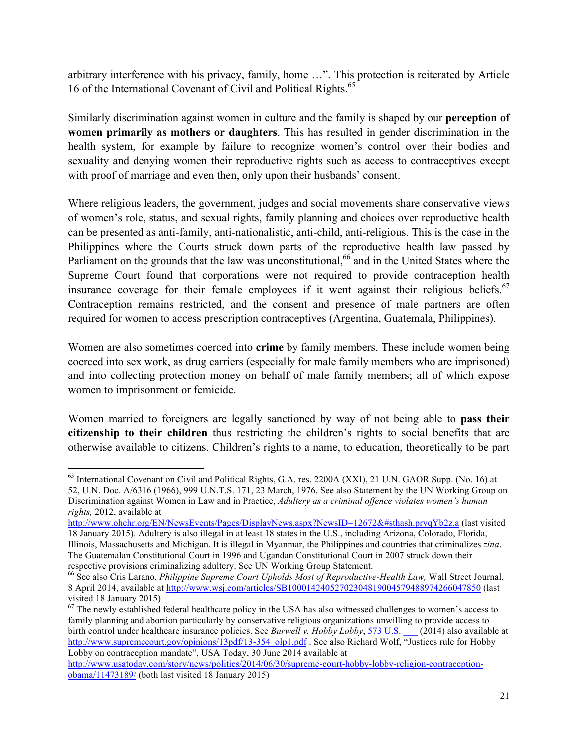arbitrary interference with his privacy, family, home …". This protection is reiterated by Article 16 of the International Covenant of Civil and Political Rights.[65]

Similarly discrimination against women in culture and the family is shaped by our **perception of women primarily as mothers or daughters**. This has resulted in gender discrimination in the health system, for example by failure to recognize women's control over their bodies and sexuality and denying women their reproductive rights such as access to contraceptives except with proof of marriage and even then, only upon their husbands' consent.

Where religious leaders, the government, judges and social movements share conservative views of women's role, status, and sexual rights, family planning and choices over reproductive health can be presented as anti-family, anti-nationalistic, anti-child, anti-religious. This is the case in the Philippines where the Courts struck down parts of the reproductive health law passed by Parliament on the grounds that the law was unconstitutional,[66] and in the United States where the Supreme Court found that corporations were not required to provide contraception health insurance coverage for their female employees if it went against their religious beliefs.[67] Contraception remains restricted, and the consent and presence of male partners are often required for women to access prescription contraceptives (Argentina, Guatemala, Philippines).

Women are also sometimes coerced into **crime** by family members. These include women being coerced into sex work, as drug carriers (especially for male family members who are imprisoned) and into collecting protection money on behalf of male family members; all of which expose women to imprisonment or femicide.

Women married to foreigners are legally sanctioned by way of not being able to **pass their citizenship to their children** thus restricting the children's rights to social benefits that are otherwise available to citizens. Children's rights to a name, to education, theoretically to be part

---

[65] International Covenant on Civil and Political Rights, G.A. res. 2200A (XXI), 21 U.N. GAOR Supp. (No. 16) at 52, U.N. Doc. A/6316 (1966), 999 U.N.T.S. 171, 23 March, 1976. See also Statement by the UN Working Group on Discrimination against Women in Law and in Practice, *Adultery as a criminal offence violates women's human rights,* 2012, available at http://www.ohchr.org/EN/NewsEvents/Pages/DisplayNews.aspx?NewsID=12672&#sthash.pryqYb2z.a (last visited 18 January 2015). Adultery is also illegal in at least 18 states in the U.S., including Arizona, Colorado, Florida, Illinois, Massachusetts and Michigan. It is illegal in Myanmar, the Philippines and countries that criminalizes *zina*. The Guatemalan Constitutional Court in 1996 and Ugandan Constitutional Court in 2007 struck down their respective provisions criminalizing adultery. See UN Working Group Statement.

[66] See also Cris Larano, *Philippine Supreme Court Upholds Most of Reproductive-Health Law,* Wall Street Journal, 8 April 2014, available at http://www.wsj.com/articles/SB10001424052702304819004579488974266047850 (last visited 18 January 2015)

[67] The newly established federal healthcare policy in the USA has also witnessed challenges to women's access to family planning and abortion particularly by conservative religious organizations unwilling to provide access to birth control under healthcare insurance policies. See *Burwell v. Hobby Lobby*, 573 U.S. ___ (2014) also available at http://www.supremecourt.gov/opinions/13pdf/13-354_olp1.pdf . See also Richard Wolf, "Justices rule for Hobby Lobby on contraception mandate", USA Today, 30 June 2014 available at http://www.usatoday.com/story/news/politics/2014/06/30/supreme-court-hobby-lobby-religion-contraception-obama/11473189/ (both last visited 18 January 2015)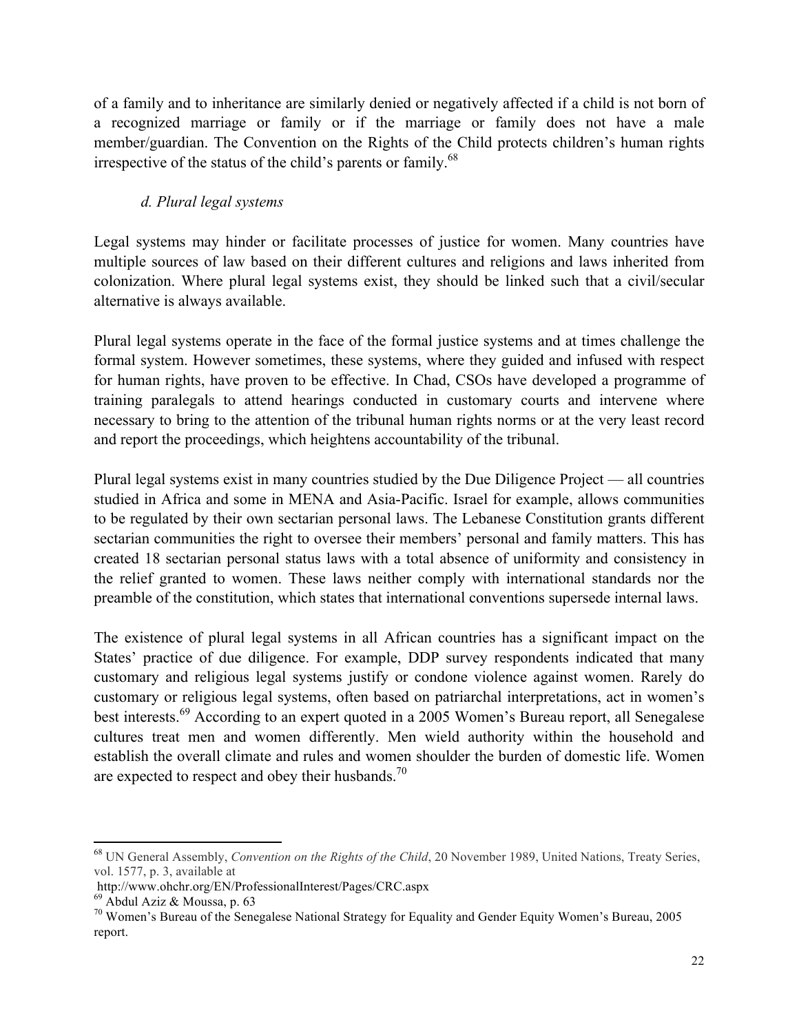of a family and to inheritance are similarly denied or negatively affected if a child is not born of a recognized marriage or family or if the marriage or family does not have a male member/guardian. The Convention on the Rights of the Child protects children's human rights irrespective of the status of the child's parents or family.[68]

### *d. Plural legal systems*

Legal systems may hinder or facilitate processes of justice for women. Many countries have multiple sources of law based on their different cultures and religions and laws inherited from colonization. Where plural legal systems exist, they should be linked such that a civil/secular alternative is always available.

Plural legal systems operate in the face of the formal justice systems and at times challenge the formal system. However sometimes, these systems, where they guided and infused with respect for human rights, have proven to be effective. In Chad, CSOs have developed a programme of training paralegals to attend hearings conducted in customary courts and intervene where necessary to bring to the attention of the tribunal human rights norms or at the very least record and report the proceedings, which heightens accountability of the tribunal.

Plural legal systems exist in many countries studied by the Due Diligence Project — all countries studied in Africa and some in MENA and Asia-Pacific. Israel for example, allows communities to be regulated by their own sectarian personal laws. The Lebanese Constitution grants different sectarian communities the right to oversee their members' personal and family matters. This has created 18 sectarian personal status laws with a total absence of uniformity and consistency in the relief granted to women. These laws neither comply with international standards nor the preamble of the constitution, which states that international conventions supersede internal laws.

The existence of plural legal systems in all African countries has a significant impact on the States' practice of due diligence. For example, DDP survey respondents indicated that many customary and religious legal systems justify or condone violence against women. Rarely do customary or religious legal systems, often based on patriarchal interpretations, act in women's best interests.[69] According to an expert quoted in a 2005 Women's Bureau report, all Senegalese cultures treat men and women differently. Men wield authority within the household and establish the overall climate and rules and women shoulder the burden of domestic life. Women are expected to respect and obey their husbands.[70]

---

[68] UN General Assembly, *Convention on the Rights of the Child*, 20 November 1989, United Nations, Treaty Series, vol. 1577, p. 3, available at http://www.ohchr.org/EN/ProfessionalInterest/Pages/CRC.aspx

[69] Abdul Aziz & Moussa, p. 63

[70] Women's Bureau of the Senegalese National Strategy for Equality and Gender Equity Women's Bureau, 2005 report.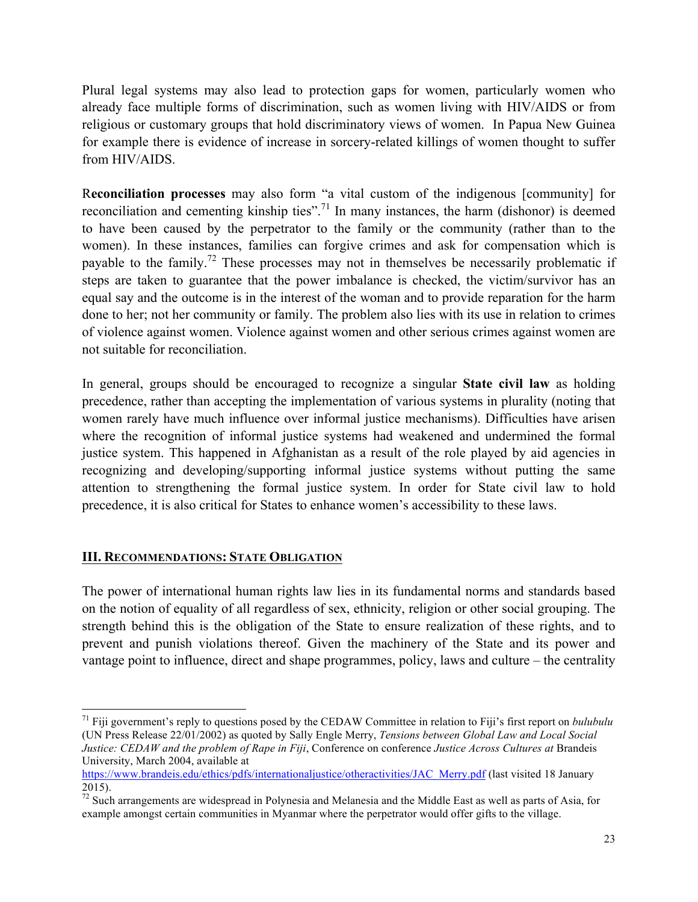Plural legal systems may also lead to protection gaps for women, particularly women who already face multiple forms of discrimination, such as women living with HIV/AIDS or from religious or customary groups that hold discriminatory views of women. In Papua New Guinea for example there is evidence of increase in sorcery-related killings of women thought to suffer from HIV/AIDS.

R**econciliation processes** may also form "a vital custom of the indigenous [community] for reconciliation and cementing kinship ties".[71] In many instances, the harm (dishonor) is deemed to have been caused by the perpetrator to the family or the community (rather than to the women). In these instances, families can forgive crimes and ask for compensation which is payable to the family.[72] These processes may not in themselves be necessarily problematic if steps are taken to guarantee that the power imbalance is checked, the victim/survivor has an equal say and the outcome is in the interest of the woman and to provide reparation for the harm done to her; not her community or family. The problem also lies with its use in relation to crimes of violence against women. Violence against women and other serious crimes against women are not suitable for reconciliation.

In general, groups should be encouraged to recognize a singular **State civil law** as holding precedence, rather than accepting the implementation of various systems in plurality (noting that women rarely have much influence over informal justice mechanisms). Difficulties have arisen where the recognition of informal justice systems had weakened and undermined the formal justice system. This happened in Afghanistan as a result of the role played by aid agencies in recognizing and developing/supporting informal justice systems without putting the same attention to strengthening the formal justice system. In order for State civil law to hold precedence, it is also critical for States to enhance women's accessibility to these laws.

## III. RECOMMENDATIONS: STATE OBLIGATION

The power of international human rights law lies in its fundamental norms and standards based on the notion of equality of all regardless of sex, ethnicity, religion or other social grouping. The strength behind this is the obligation of the State to ensure realization of these rights, and to prevent and punish violations thereof. Given the machinery of the State and its power and vantage point to influence, direct and shape programmes, policy, laws and culture – the centrality

---

[71] Fiji government's reply to questions posed by the CEDAW Committee in relation to Fiji's first report on *bulubulu* (UN Press Release 22/01/2002) as quoted by Sally Engle Merry, *Tensions between Global Law and Local Social Justice: CEDAW and the problem of Rape in Fiji*, Conference on conference *Justice Across Cultures at* Brandeis University, March 2004, available at https://www.brandeis.edu/ethics/pdfs/internationaljustice/otheractivities/JAC_Merry.pdf (last visited 18 January 2015).

[72] Such arrangements are widespread in Polynesia and Melanesia and the Middle East as well as parts of Asia, for example amongst certain communities in Myanmar where the perpetrator would offer gifts to the village.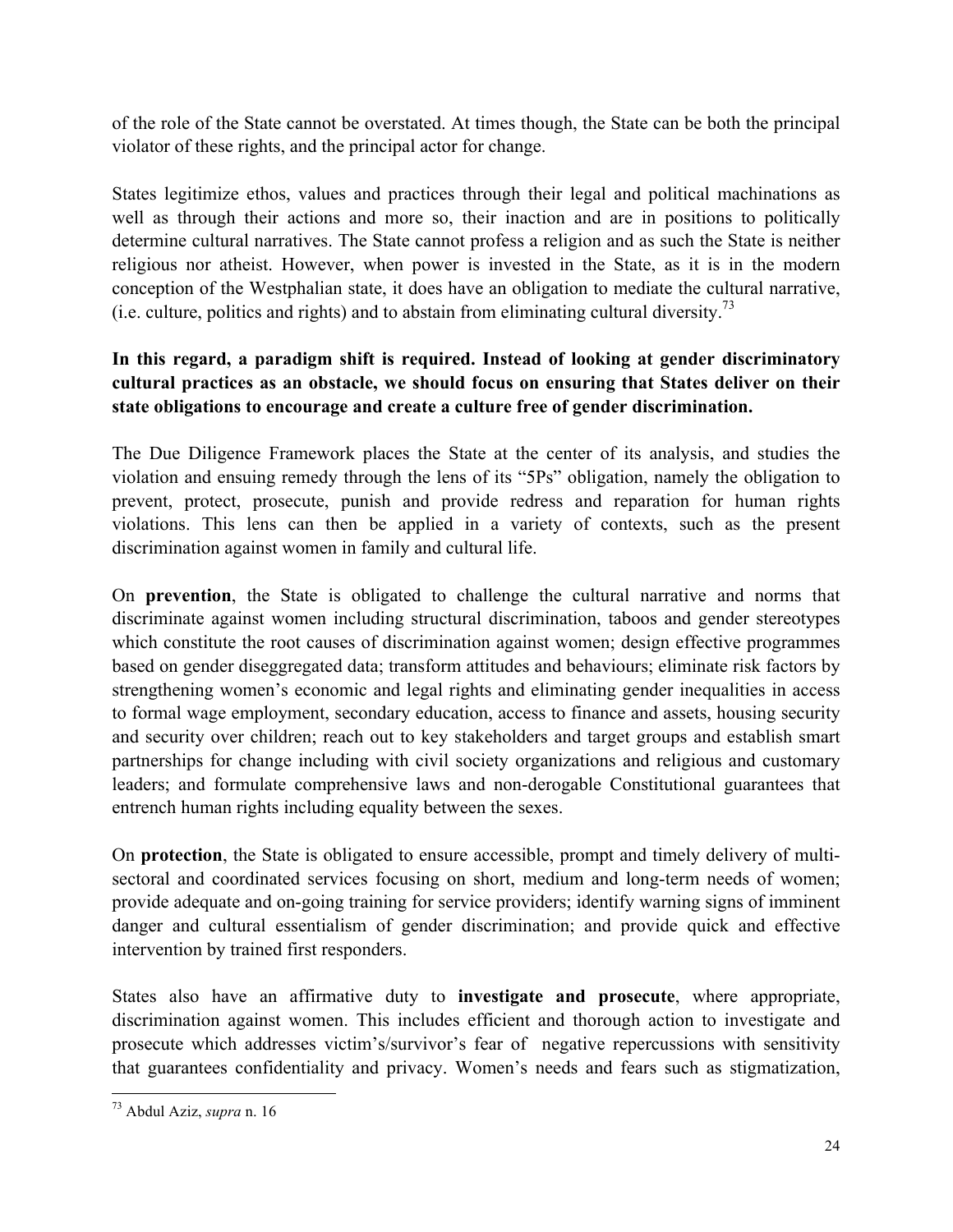of the role of the State cannot be overstated. At times though, the State can be both the principal violator of these rights, and the principal actor for change.

States legitimize ethos, values and practices through their legal and political machinations as well as through their actions and more so, their inaction and are in positions to politically determine cultural narratives. The State cannot profess a religion and as such the State is neither religious nor atheist. However, when power is invested in the State, as it is in the modern conception of the Westphalian state, it does have an obligation to mediate the cultural narrative, (i.e. culture, politics and rights) and to abstain from eliminating cultural diversity.[73]

**In this regard, a paradigm shift is required. Instead of looking at gender discriminatory cultural practices as an obstacle, we should focus on ensuring that States deliver on their state obligations to encourage and create a culture free of gender discrimination.**

The Due Diligence Framework places the State at the center of its analysis, and studies the violation and ensuing remedy through the lens of its "5Ps" obligation, namely the obligation to prevent, protect, prosecute, punish and provide redress and reparation for human rights violations. This lens can then be applied in a variety of contexts, such as the present discrimination against women in family and cultural life.

On **prevention**, the State is obligated to challenge the cultural narrative and norms that discriminate against women including structural discrimination, taboos and gender stereotypes which constitute the root causes of discrimination against women; design effective programmes based on gender diseggregated data; transform attitudes and behaviours; eliminate risk factors by strengthening women's economic and legal rights and eliminating gender inequalities in access to formal wage employment, secondary education, access to finance and assets, housing security and security over children; reach out to key stakeholders and target groups and establish smart partnerships for change including with civil society organizations and religious and customary leaders; and formulate comprehensive laws and non-derogable Constitutional guarantees that entrench human rights including equality between the sexes.

On **protection**, the State is obligated to ensure accessible, prompt and timely delivery of multi-sectoral and coordinated services focusing on short, medium and long-term needs of women; provide adequate and on-going training for service providers; identify warning signs of imminent danger and cultural essentialism of gender discrimination; and provide quick and effective intervention by trained first responders.

States also have an affirmative duty to **investigate and prosecute**, where appropriate, discrimination against women. This includes efficient and thorough action to investigate and prosecute which addresses victim's/survivor's fear of negative repercussions with sensitivity that guarantees confidentiality and privacy. Women's needs and fears such as stigmatization,

[73] Abdul Aziz, *supra* n. 16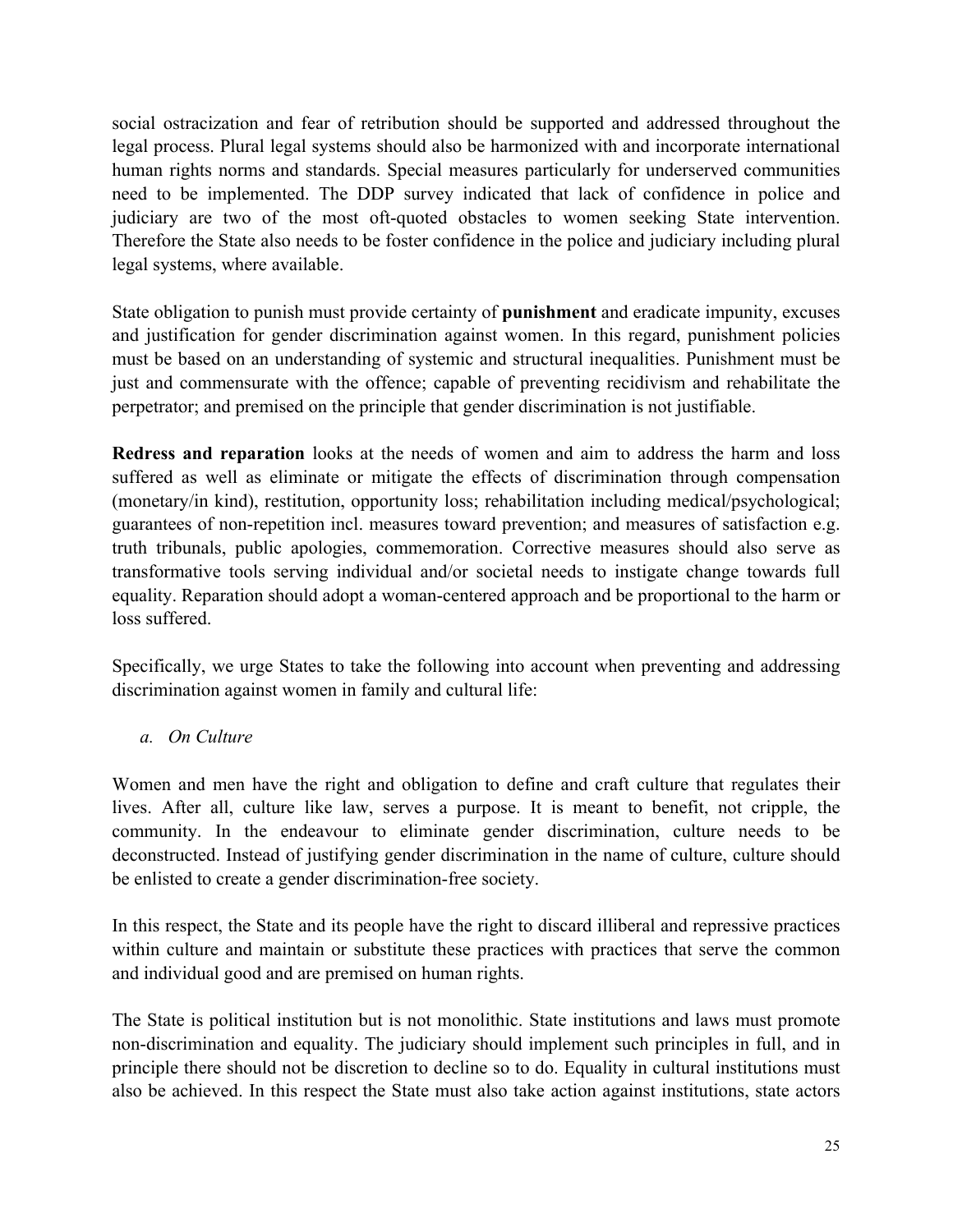social ostracization and fear of retribution should be supported and addressed throughout the legal process. Plural legal systems should also be harmonized with and incorporate international human rights norms and standards. Special measures particularly for underserved communities need to be implemented. The DDP survey indicated that lack of confidence in police and judiciary are two of the most oft-quoted obstacles to women seeking State intervention. Therefore the State also needs to be foster confidence in the police and judiciary including plural legal systems, where available.

State obligation to punish must provide certainty of **punishment** and eradicate impunity, excuses and justification for gender discrimination against women. In this regard, punishment policies must be based on an understanding of systemic and structural inequalities. Punishment must be just and commensurate with the offence; capable of preventing recidivism and rehabilitate the perpetrator; and premised on the principle that gender discrimination is not justifiable.

**Redress and reparation** looks at the needs of women and aim to address the harm and loss suffered as well as eliminate or mitigate the effects of discrimination through compensation (monetary/in kind), restitution, opportunity loss; rehabilitation including medical/psychological; guarantees of non-repetition incl. measures toward prevention; and measures of satisfaction e.g. truth tribunals, public apologies, commemoration. Corrective measures should also serve as transformative tools serving individual and/or societal needs to instigate change towards full equality. Reparation should adopt a woman-centered approach and be proportional to the harm or loss suffered.

Specifically, we urge States to take the following into account when preventing and addressing discrimination against women in family and cultural life:

*a. On Culture*

Women and men have the right and obligation to define and craft culture that regulates their lives. After all, culture like law, serves a purpose. It is meant to benefit, not cripple, the community. In the endeavour to eliminate gender discrimination, culture needs to be deconstructed. Instead of justifying gender discrimination in the name of culture, culture should be enlisted to create a gender discrimination-free society.

In this respect, the State and its people have the right to discard illiberal and repressive practices within culture and maintain or substitute these practices with practices that serve the common and individual good and are premised on human rights.

The State is political institution but is not monolithic. State institutions and laws must promote non-discrimination and equality. The judiciary should implement such principles in full, and in principle there should not be discretion to decline so to do. Equality in cultural institutions must also be achieved. In this respect the State must also take action against institutions, state actors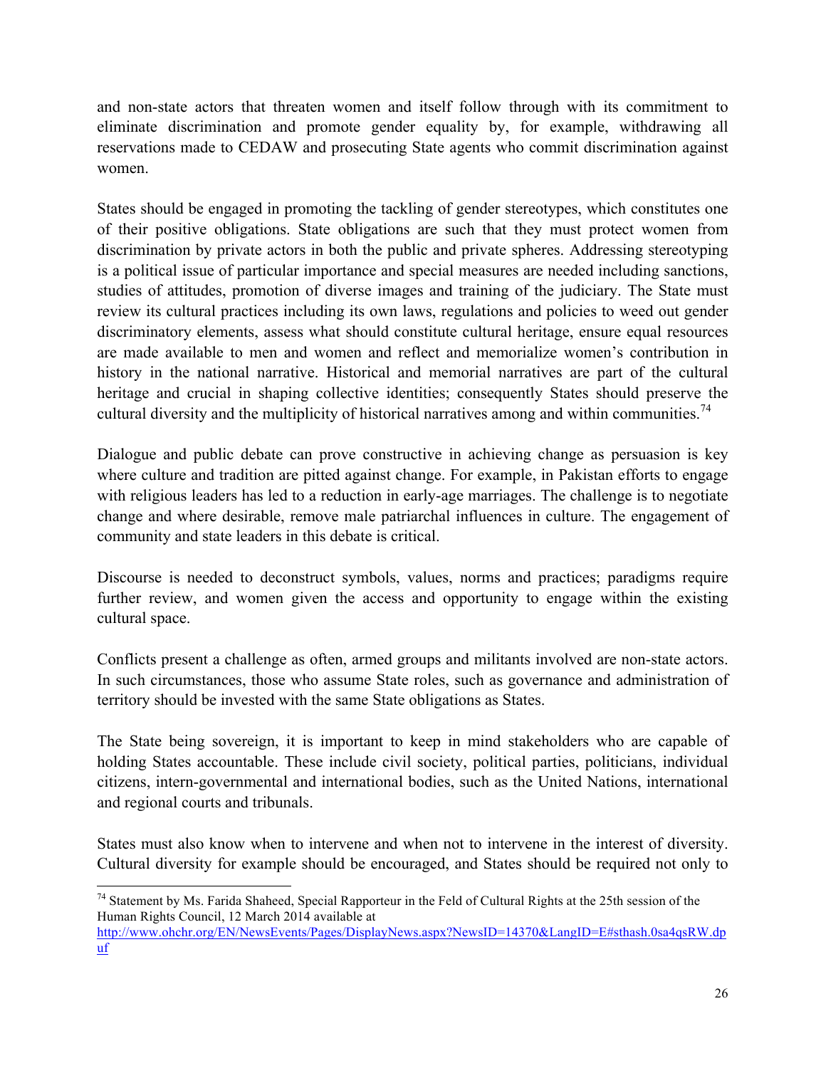and non-state actors that threaten women and itself follow through with its commitment to eliminate discrimination and promote gender equality by, for example, withdrawing all reservations made to CEDAW and prosecuting State agents who commit discrimination against women.

States should be engaged in promoting the tackling of gender stereotypes, which constitutes one of their positive obligations. State obligations are such that they must protect women from discrimination by private actors in both the public and private spheres. Addressing stereotyping is a political issue of particular importance and special measures are needed including sanctions, studies of attitudes, promotion of diverse images and training of the judiciary. The State must review its cultural practices including its own laws, regulations and policies to weed out gender discriminatory elements, assess what should constitute cultural heritage, ensure equal resources are made available to men and women and reflect and memorialize women's contribution in history in the national narrative. Historical and memorial narratives are part of the cultural heritage and crucial in shaping collective identities; consequently States should preserve the cultural diversity and the multiplicity of historical narratives among and within communities.[74]

Dialogue and public debate can prove constructive in achieving change as persuasion is key where culture and tradition are pitted against change. For example, in Pakistan efforts to engage with religious leaders has led to a reduction in early-age marriages. The challenge is to negotiate change and where desirable, remove male patriarchal influences in culture. The engagement of community and state leaders in this debate is critical.

Discourse is needed to deconstruct symbols, values, norms and practices; paradigms require further review, and women given the access and opportunity to engage within the existing cultural space.

Conflicts present a challenge as often, armed groups and militants involved are non-state actors. In such circumstances, those who assume State roles, such as governance and administration of territory should be invested with the same State obligations as States.

The State being sovereign, it is important to keep in mind stakeholders who are capable of holding States accountable. These include civil society, political parties, politicians, individual citizens, intern-governmental and international bodies, such as the United Nations, international and regional courts and tribunals.

States must also know when to intervene and when not to intervene in the interest of diversity. Cultural diversity for example should be encouraged, and States should be required not only to

---

[74] Statement by Ms. Farida Shaheed, Special Rapporteur in the Feld of Cultural Rights at the 25th session of the Human Rights Council, 12 March 2014 available at http://www.ohchr.org/EN/NewsEvents/Pages/DisplayNews.aspx?NewsID=14370&LangID=E#sthash.0sa4qsRW.dpuf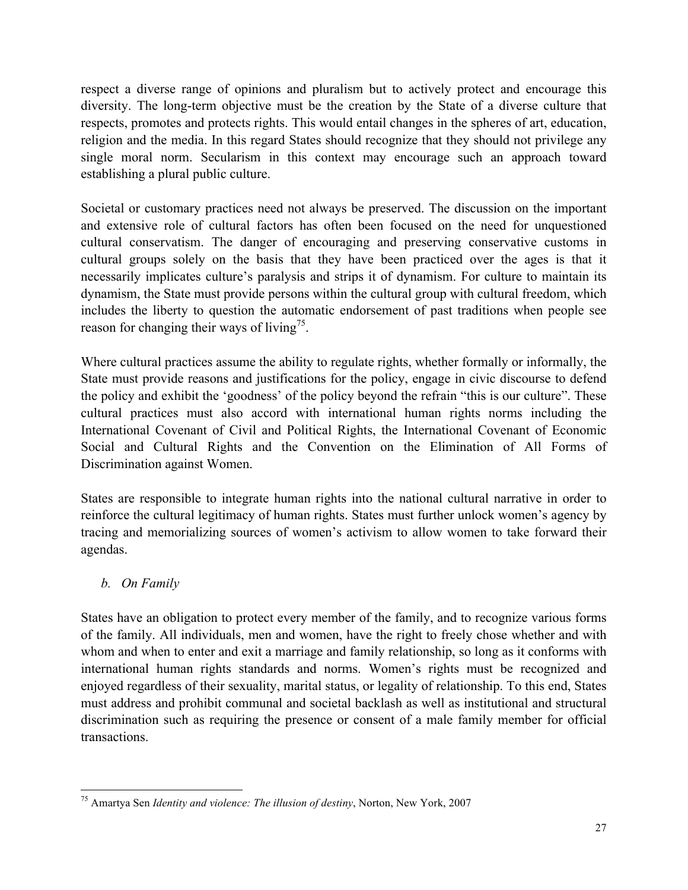respect a diverse range of opinions and pluralism but to actively protect and encourage this diversity. The long-term objective must be the creation by the State of a diverse culture that respects, promotes and protects rights. This would entail changes in the spheres of art, education, religion and the media. In this regard States should recognize that they should not privilege any single moral norm. Secularism in this context may encourage such an approach toward establishing a plural public culture.

Societal or customary practices need not always be preserved. The discussion on the important and extensive role of cultural factors has often been focused on the need for unquestioned cultural conservatism. The danger of encouraging and preserving conservative customs in cultural groups solely on the basis that they have been practiced over the ages is that it necessarily implicates culture's paralysis and strips it of dynamism. For culture to maintain its dynamism, the State must provide persons within the cultural group with cultural freedom, which includes the liberty to question the automatic endorsement of past traditions when people see reason for changing their ways of living[75].

Where cultural practices assume the ability to regulate rights, whether formally or informally, the State must provide reasons and justifications for the policy, engage in civic discourse to defend the policy and exhibit the 'goodness' of the policy beyond the refrain "this is our culture". These cultural practices must also accord with international human rights norms including the International Covenant of Civil and Political Rights, the International Covenant of Economic Social and Cultural Rights and the Convention on the Elimination of All Forms of Discrimination against Women.

States are responsible to integrate human rights into the national cultural narrative in order to reinforce the cultural legitimacy of human rights. States must further unlock women's agency by tracing and memorializing sources of women's activism to allow women to take forward their agendas.

*b. On Family*

States have an obligation to protect every member of the family, and to recognize various forms of the family. All individuals, men and women, have the right to freely chose whether and with whom and when to enter and exit a marriage and family relationship, so long as it conforms with international human rights standards and norms. Women's rights must be recognized and enjoyed regardless of their sexuality, marital status, or legality of relationship. To this end, States must address and prohibit communal and societal backlash as well as institutional and structural discrimination such as requiring the presence or consent of a male family member for official transactions.

---

[75] Amartya Sen *Identity and violence: The illusion of destiny*, Norton, New York, 2007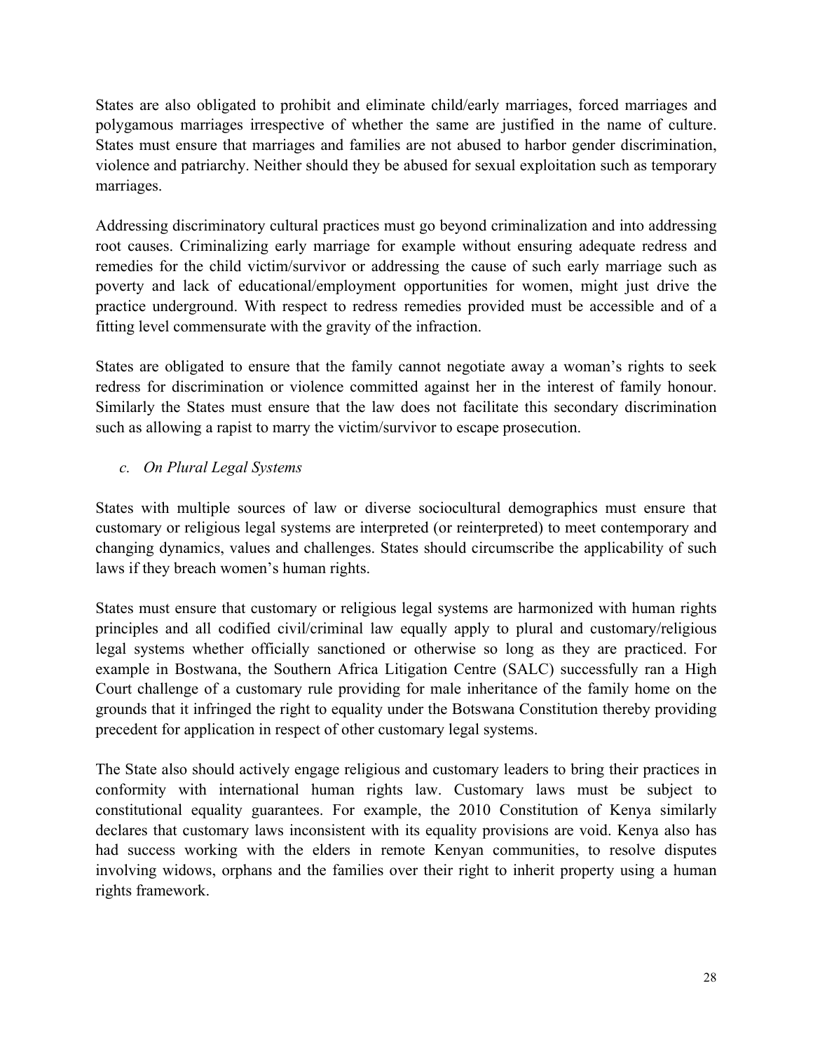States are also obligated to prohibit and eliminate child/early marriages, forced marriages and polygamous marriages irrespective of whether the same are justified in the name of culture. States must ensure that marriages and families are not abused to harbor gender discrimination, violence and patriarchy. Neither should they be abused for sexual exploitation such as temporary marriages.

Addressing discriminatory cultural practices must go beyond criminalization and into addressing root causes. Criminalizing early marriage for example without ensuring adequate redress and remedies for the child victim/survivor or addressing the cause of such early marriage such as poverty and lack of educational/employment opportunities for women, might just drive the practice underground. With respect to redress remedies provided must be accessible and of a fitting level commensurate with the gravity of the infraction.

States are obligated to ensure that the family cannot negotiate away a woman's rights to seek redress for discrimination or violence committed against her in the interest of family honour. Similarly the States must ensure that the law does not facilitate this secondary discrimination such as allowing a rapist to marry the victim/survivor to escape prosecution.

*c. On Plural Legal Systems*

States with multiple sources of law or diverse sociocultural demographics must ensure that customary or religious legal systems are interpreted (or reinterpreted) to meet contemporary and changing dynamics, values and challenges. States should circumscribe the applicability of such laws if they breach women's human rights.

States must ensure that customary or religious legal systems are harmonized with human rights principles and all codified civil/criminal law equally apply to plural and customary/religious legal systems whether officially sanctioned or otherwise so long as they are practiced. For example in Bostwana, the Southern Africa Litigation Centre (SALC) successfully ran a High Court challenge of a customary rule providing for male inheritance of the family home on the grounds that it infringed the right to equality under the Botswana Constitution thereby providing precedent for application in respect of other customary legal systems.

The State also should actively engage religious and customary leaders to bring their practices in conformity with international human rights law. Customary laws must be subject to constitutional equality guarantees. For example, the 2010 Constitution of Kenya similarly declares that customary laws inconsistent with its equality provisions are void. Kenya also has had success working with the elders in remote Kenyan communities, to resolve disputes involving widows, orphans and the families over their right to inherit property using a human rights framework.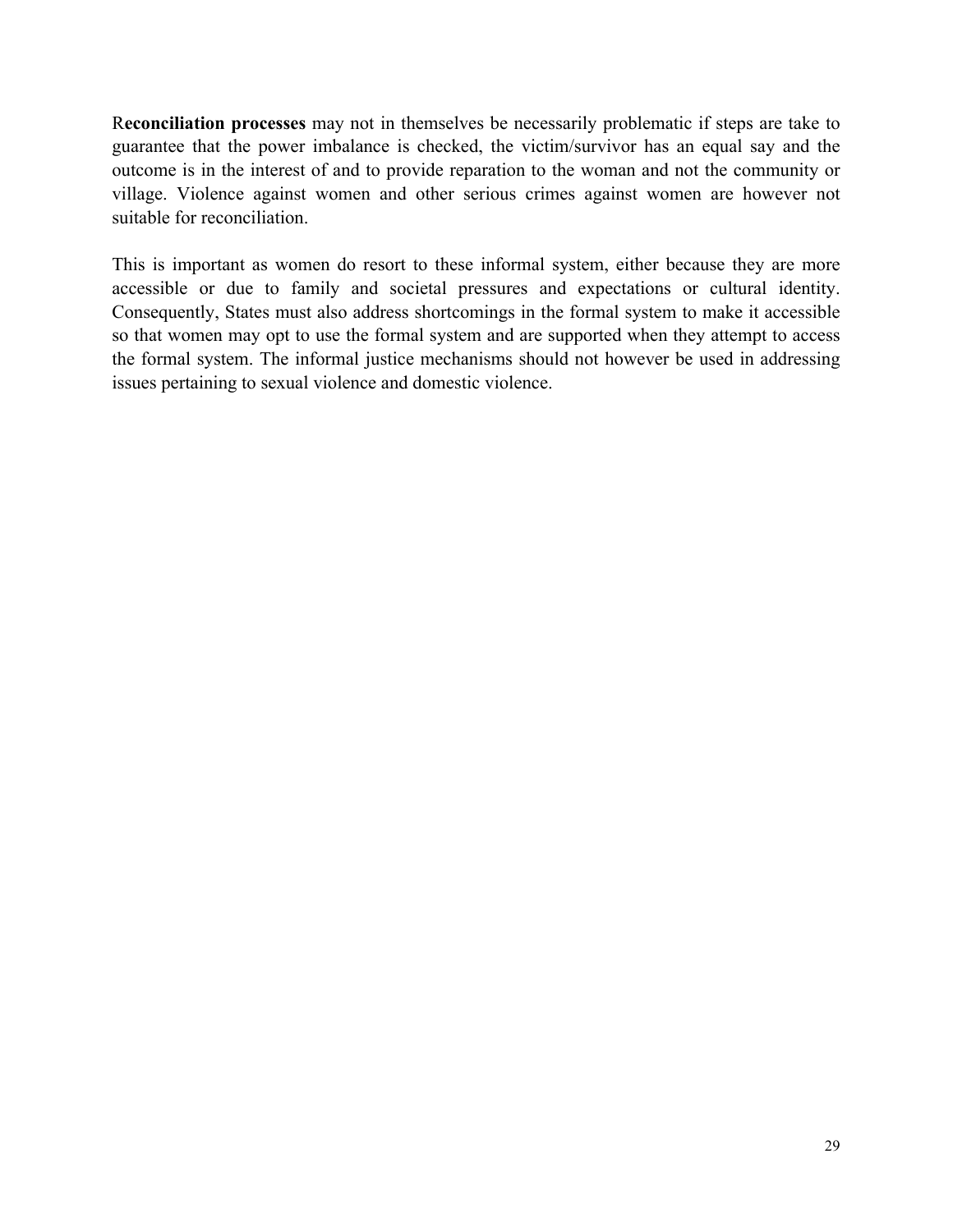R**econciliation processes** may not in themselves be necessarily problematic if steps are take to guarantee that the power imbalance is checked, the victim/survivor has an equal say and the outcome is in the interest of and to provide reparation to the woman and not the community or village. Violence against women and other serious crimes against women are however not suitable for reconciliation.

This is important as women do resort to these informal system, either because they are more accessible or due to family and societal pressures and expectations or cultural identity. Consequently, States must also address shortcomings in the formal system to make it accessible so that women may opt to use the formal system and are supported when they attempt to access the formal system. The informal justice mechanisms should not however be used in addressing issues pertaining to sexual violence and domestic violence.